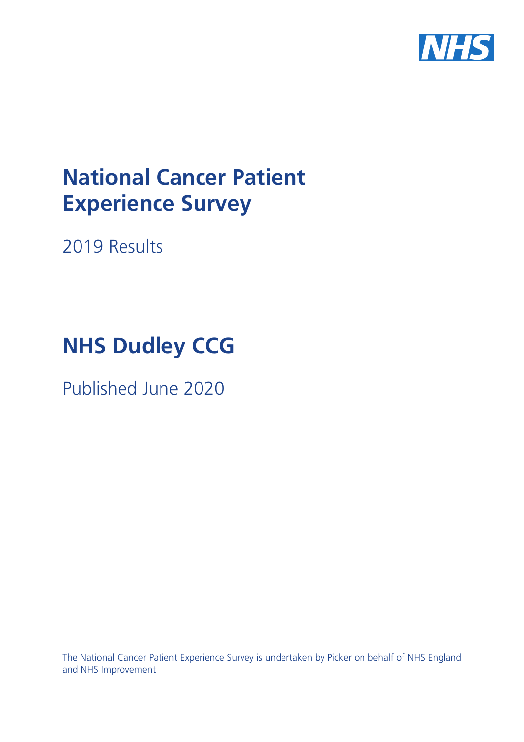# National Cancer Patient Experience Survey

2019 Results

# NHS Dudley CCG

Published June 2020

The National Cancer Patient Experience Survey is undertaken by Picker on behalf of NHS England and NHS Improvement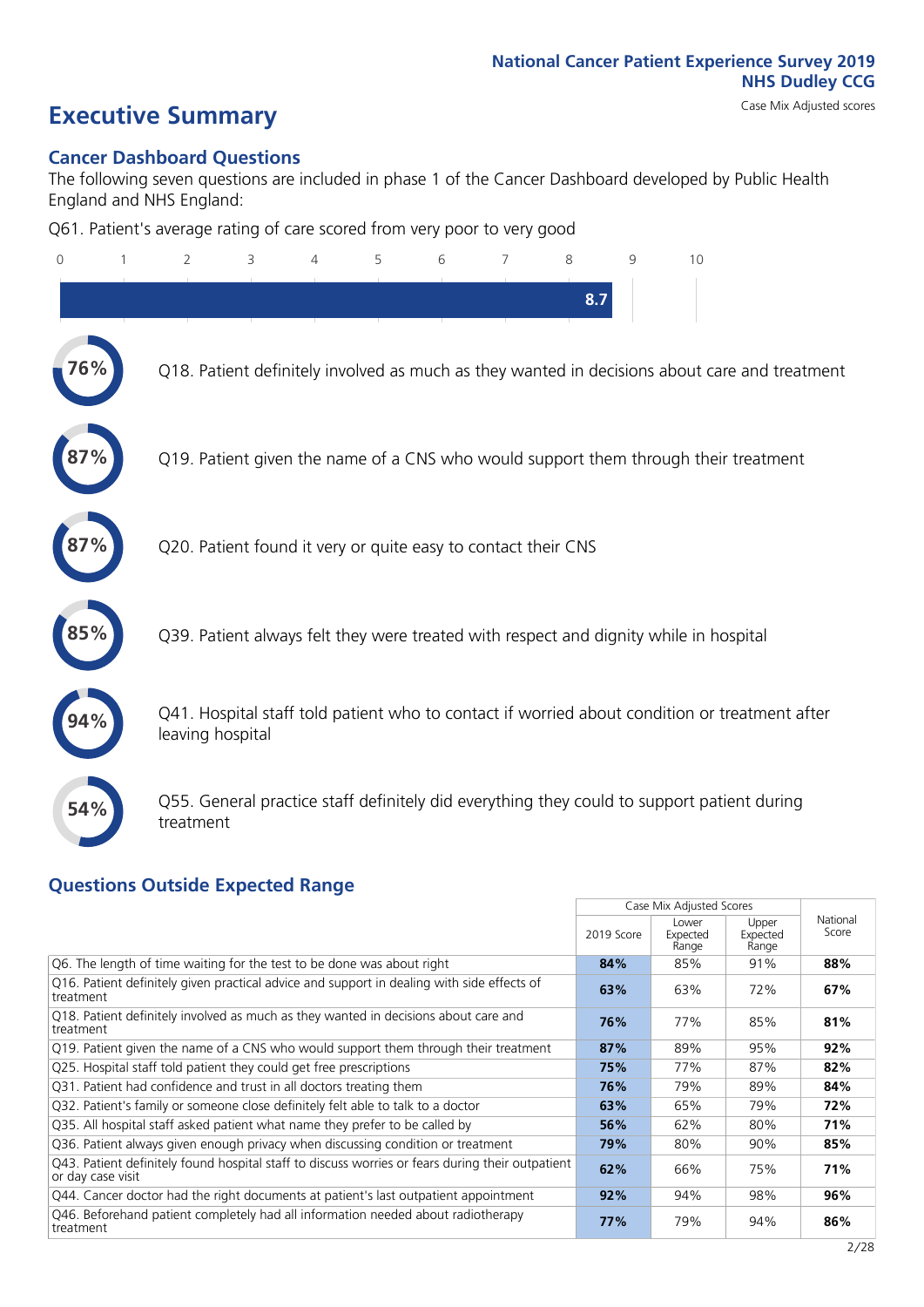National Cancer Patient Experience Survey 2019
NHS Dudley CCG
Case Mix Adjusted scores

# Executive Summary

## Cancer Dashboard Questions

The following seven questions are included in phase 1 of the Cancer Dashboard developed by Public Health England and NHS England:

Q61. Patient's average rating of care scored from very poor to very good

8.7

- **76%** Q18. Patient definitely involved as much as they wanted in decisions about care and treatment
- **87%** Q19. Patient given the name of a CNS who would support them through their treatment
- **87%** Q20. Patient found it very or quite easy to contact their CNS
- **85%** Q39. Patient always felt they were treated with respect and dignity while in hospital
- **94%** Q41. Hospital staff told patient who to contact if worried about condition or treatment after leaving hospital
- **54%** Q55. General practice staff definitely did everything they could to support patient during treatment

## Questions Outside Expected Range

| | Case Mix Adjusted Scores | | | National Score |
|---|---|---|---|---|
| | 2019 Score | Lower Expected Range | Upper Expected Range | |
| Q6. The length of time waiting for the test to be done was about right | **84%** | 85% | 91% | **88%** |
| Q16. Patient definitely given practical advice and support in dealing with side effects of treatment | **63%** | 63% | 72% | **67%** |
| Q18. Patient definitely involved as much as they wanted in decisions about care and treatment | **76%** | 77% | 85% | **81%** |
| Q19. Patient given the name of a CNS who would support them through their treatment | **87%** | 89% | 95% | **92%** |
| Q25. Hospital staff told patient they could get free prescriptions | **75%** | 77% | 87% | **82%** |
| Q31. Patient had confidence and trust in all doctors treating them | **76%** | 79% | 89% | **84%** |
| Q32. Patient's family or someone close definitely felt able to talk to a doctor | **63%** | 65% | 79% | **72%** |
| Q35. All hospital staff asked patient what name they prefer to be called by | **56%** | 62% | 80% | **71%** |
| Q36. Patient always given enough privacy when discussing condition or treatment | **79%** | 80% | 90% | **85%** |
| Q43. Patient definitely found hospital staff to discuss worries or fears during their outpatient or day case visit | **62%** | 66% | 75% | **71%** |
| Q44. Cancer doctor had the right documents at patient's last outpatient appointment | **92%** | 94% | 98% | **96%** |
| Q46. Beforehand patient completely had all information needed about radiotherapy treatment | **77%** | 79% | 94% | **86%** |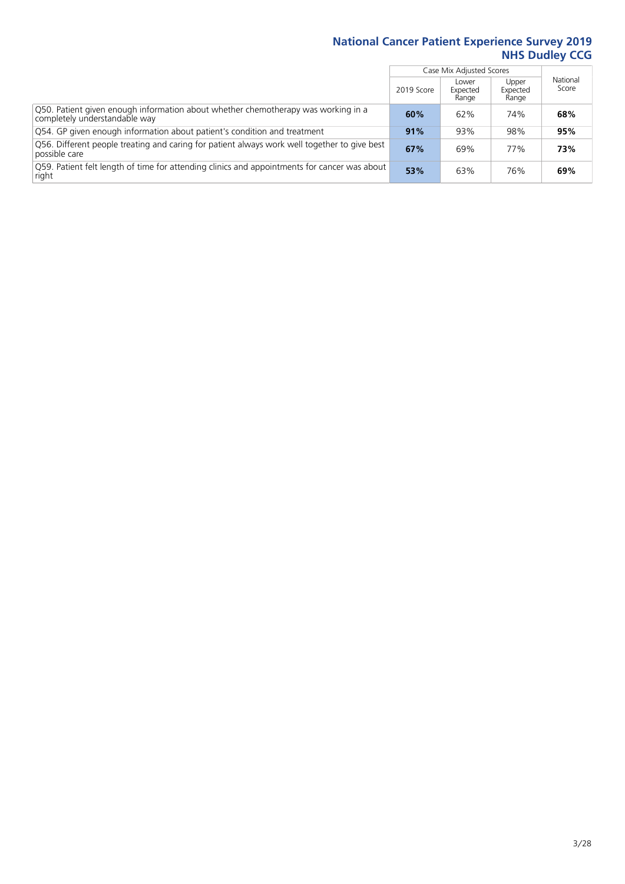| | Case Mix Adjusted Scores | | | National Score |
|---|---|---|---|---|
| | 2019 Score | Lower Expected Range | Upper Expected Range | |
| Q50. Patient given enough information about whether chemotherapy was working in a completely understandable way | **60%** | 62% | 74% | **68%** |
| Q54. GP given enough information about patient's condition and treatment | **91%** | 93% | 98% | **95%** |
| Q56. Different people treating and caring for patient always work well together to give best possible care | **67%** | 69% | 77% | **73%** |
| Q59. Patient felt length of time for attending clinics and appointments for cancer was about right | **53%** | 63% | 76% | **69%** |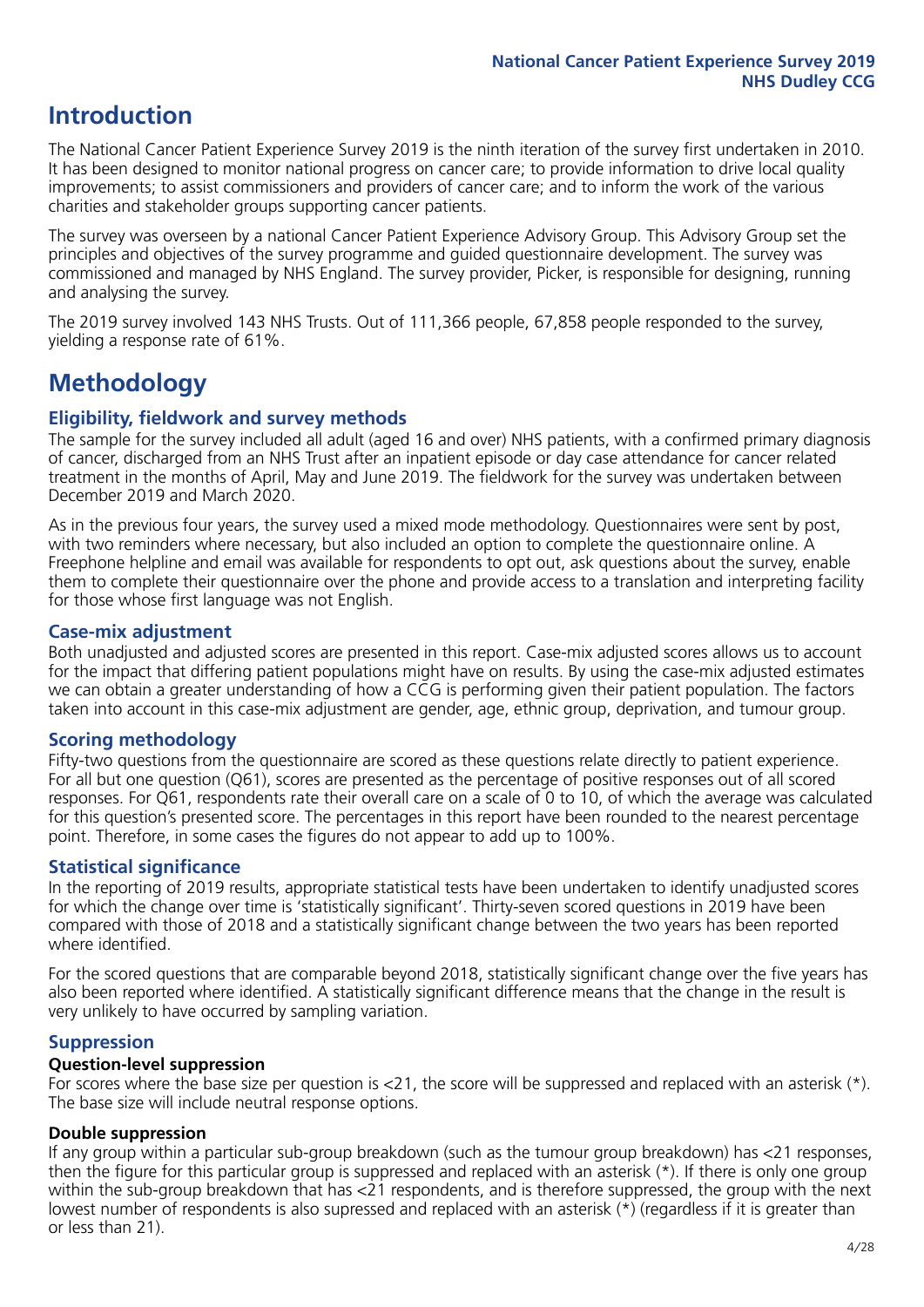# Introduction

The National Cancer Patient Experience Survey 2019 is the ninth iteration of the survey first undertaken in 2010. It has been designed to monitor national progress on cancer care; to provide information to drive local quality improvements; to assist commissioners and providers of cancer care; and to inform the work of the various charities and stakeholder groups supporting cancer patients.

The survey was overseen by a national Cancer Patient Experience Advisory Group. This Advisory Group set the principles and objectives of the survey programme and guided questionnaire development. The survey was commissioned and managed by NHS England. The survey provider, Picker, is responsible for designing, running and analysing the survey.

The 2019 survey involved 143 NHS Trusts. Out of 111,366 people, 67,858 people responded to the survey, yielding a response rate of 61%.

# Methodology

## Eligibility, fieldwork and survey methods

The sample for the survey included all adult (aged 16 and over) NHS patients, with a confirmed primary diagnosis of cancer, discharged from an NHS Trust after an inpatient episode or day case attendance for cancer related treatment in the months of April, May and June 2019. The fieldwork for the survey was undertaken between December 2019 and March 2020.

As in the previous four years, the survey used a mixed mode methodology. Questionnaires were sent by post, with two reminders where necessary, but also included an option to complete the questionnaire online. A Freephone helpline and email was available for respondents to opt out, ask questions about the survey, enable them to complete their questionnaire over the phone and provide access to a translation and interpreting facility for those whose first language was not English.

## Case-mix adjustment

Both unadjusted and adjusted scores are presented in this report. Case-mix adjusted scores allows us to account for the impact that differing patient populations might have on results. By using the case-mix adjusted estimates we can obtain a greater understanding of how a CCG is performing given their patient population. The factors taken into account in this case-mix adjustment are gender, age, ethnic group, deprivation, and tumour group.

## Scoring methodology

Fifty-two questions from the questionnaire are scored as these questions relate directly to patient experience. For all but one question (Q61), scores are presented as the percentage of positive responses out of all scored responses. For Q61, respondents rate their overall care on a scale of 0 to 10, of which the average was calculated for this question's presented score. The percentages in this report have been rounded to the nearest percentage point. Therefore, in some cases the figures do not appear to add up to 100%.

## Statistical significance

In the reporting of 2019 results, appropriate statistical tests have been undertaken to identify unadjusted scores for which the change over time is 'statistically significant'. Thirty-seven scored questions in 2019 have been compared with those of 2018 and a statistically significant change between the two years has been reported where identified.

For the scored questions that are comparable beyond 2018, statistically significant change over the five years has also been reported where identified. A statistically significant difference means that the change in the result is very unlikely to have occurred by sampling variation.

## Suppression

### Question-level suppression

For scores where the base size per question is <21, the score will be suppressed and replaced with an asterisk (*). The base size will include neutral response options.

### Double suppression

If any group within a particular sub-group breakdown (such as the tumour group breakdown) has <21 responses, then the figure for this particular group is suppressed and replaced with an asterisk (*). If there is only one group within the sub-group breakdown that has <21 respondents, and is therefore suppressed, the group with the next lowest number of respondents is also supressed and replaced with an asterisk (*) (regardless if it is greater than or less than 21).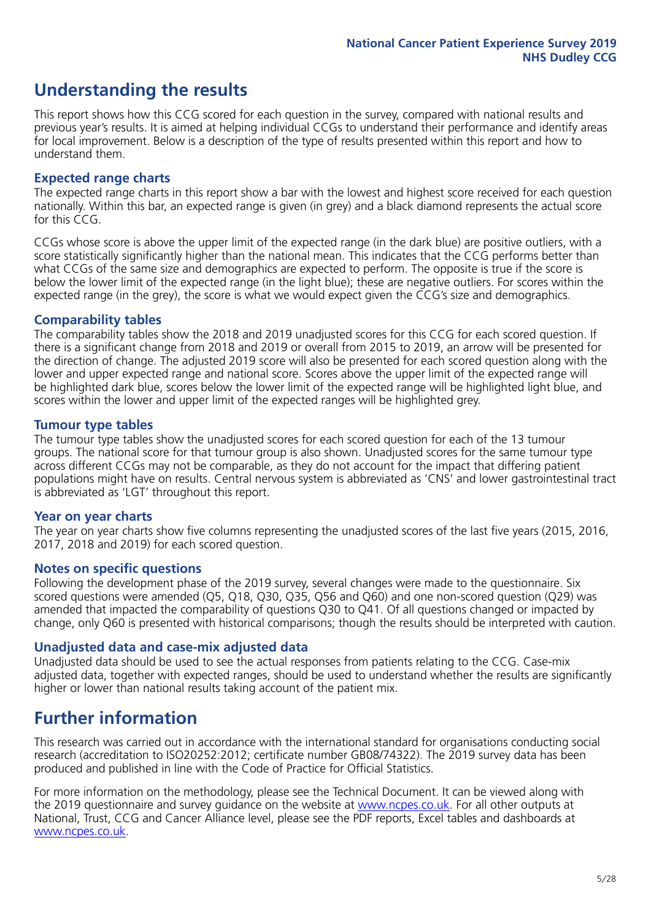## Understanding the results

This report shows how this CCG scored for each question in the survey, compared with national results and previous year's results. It is aimed at helping individual CCGs to understand their performance and identify areas for local improvement. Below is a description of the type of results presented within this report and how to understand them.

### Expected range charts

The expected range charts in this report show a bar with the lowest and highest score received for each question nationally. Within this bar, an expected range is given (in grey) and a black diamond represents the actual score for this CCG.

CCGs whose score is above the upper limit of the expected range (in the dark blue) are positive outliers, with a score statistically significantly higher than the national mean. This indicates that the CCG performs better than what CCGs of the same size and demographics are expected to perform. The opposite is true if the score is below the lower limit of the expected range (in the light blue); these are negative outliers. For scores within the expected range (in the grey), the score is what we would expect given the CCG's size and demographics.

### Comparability tables

The comparability tables show the 2018 and 2019 unadjusted scores for this CCG for each scored question. If there is a significant change from 2018 and 2019 or overall from 2015 to 2019, an arrow will be presented for the direction of change. The adjusted 2019 score will also be presented for each scored question along with the lower and upper expected range and national score. Scores above the upper limit of the expected range will be highlighted dark blue, scores below the lower limit of the expected range will be highlighted light blue, and scores within the lower and upper limit of the expected ranges will be highlighted grey.

### Tumour type tables

The tumour type tables show the unadjusted scores for each scored question for each of the 13 tumour groups. The national score for that tumour group is also shown. Unadjusted scores for the same tumour type across different CCGs may not be comparable, as they do not account for the impact that differing patient populations might have on results. Central nervous system is abbreviated as 'CNS' and lower gastrointestinal tract is abbreviated as 'LGT' throughout this report.

### Year on year charts

The year on year charts show five columns representing the unadjusted scores of the last five years (2015, 2016, 2017, 2018 and 2019) for each scored question.

### Notes on specific questions

Following the development phase of the 2019 survey, several changes were made to the questionnaire. Six scored questions were amended (Q5, Q18, Q30, Q35, Q56 and Q60) and one non-scored question (Q29) was amended that impacted the comparability of questions Q30 to Q41. Of all questions changed or impacted by change, only Q60 is presented with historical comparisons; though the results should be interpreted with caution.

### Unadjusted data and case-mix adjusted data

Unadjusted data should be used to see the actual responses from patients relating to the CCG. Case-mix adjusted data, together with expected ranges, should be used to understand whether the results are significantly higher or lower than national results taking account of the patient mix.

## Further information

This research was carried out in accordance with the international standard for organisations conducting social research (accreditation to ISO20252:2012; certificate number GB08/74322). The 2019 survey data has been produced and published in line with the Code of Practice for Official Statistics.

For more information on the methodology, please see the Technical Document. It can be viewed along with the 2019 questionnaire and survey guidance on the website at www.ncpes.co.uk. For all other outputs at National, Trust, CCG and Cancer Alliance level, please see the PDF reports, Excel tables and dashboards at www.ncpes.co.uk.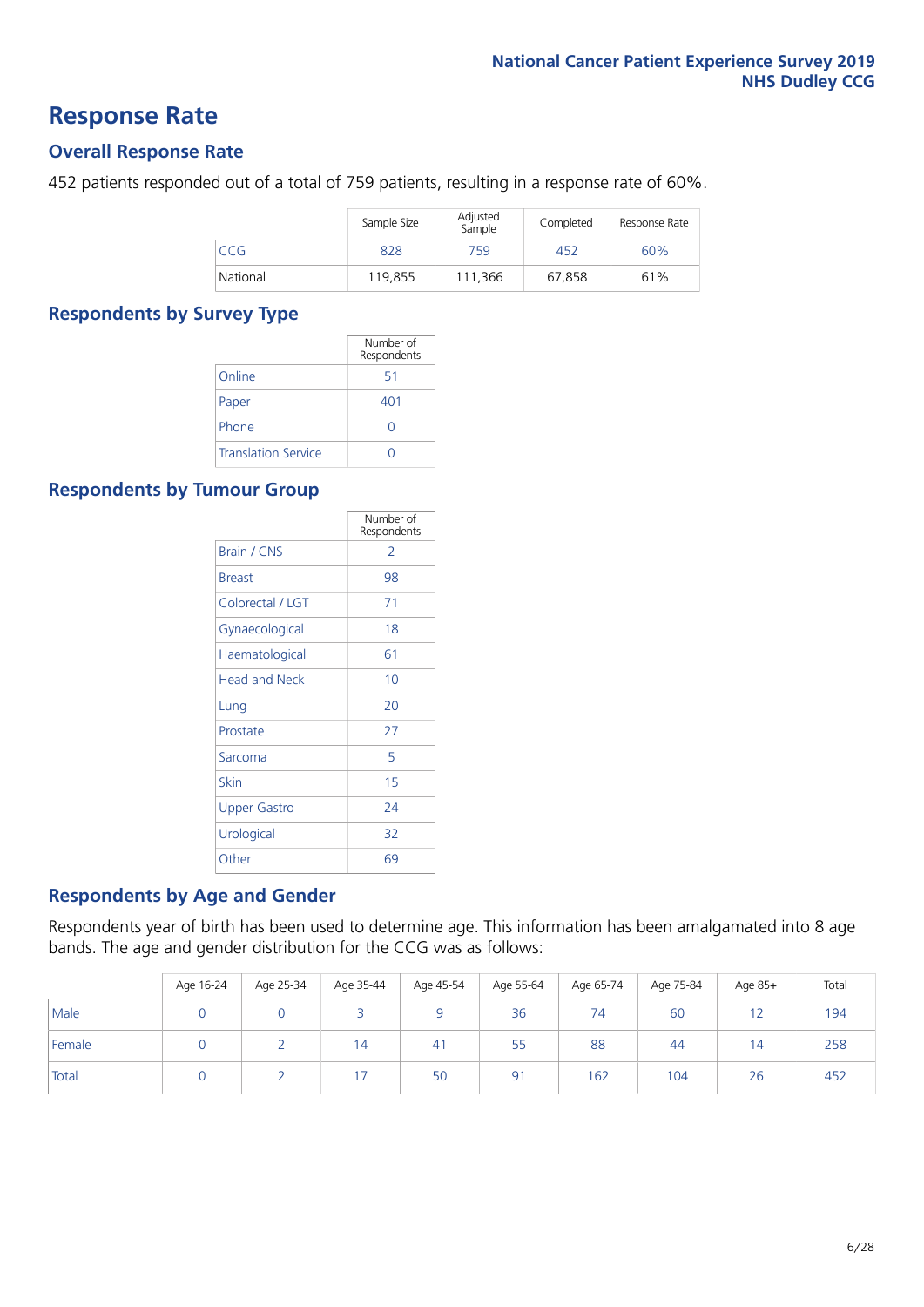# Response Rate

## Overall Response Rate

452 patients responded out of a total of 759 patients, resulting in a response rate of 60%.

| | Sample Size | Adjusted Sample | Completed | Response Rate |
|---|---|---|---|---|
| CCG | 828 | 759 | 452 | 60% |
| National | 119,855 | 111,366 | 67,858 | 61% |

## Respondents by Survey Type

| | Number of Respondents |
|---|---|
| Online | 51 |
| Paper | 401 |
| Phone | 0 |
| Translation Service | 0 |

## Respondents by Tumour Group

| | Number of Respondents |
|---|---|
| Brain / CNS | 2 |
| Breast | 98 |
| Colorectal / LGT | 71 |
| Gynaecological | 18 |
| Haematological | 61 |
| Head and Neck | 10 |
| Lung | 20 |
| Prostate | 27 |
| Sarcoma | 5 |
| Skin | 15 |
| Upper Gastro | 24 |
| Urological | 32 |
| Other | 69 |

## Respondents by Age and Gender

Respondents year of birth has been used to determine age. This information has been amalgamated into 8 age bands. The age and gender distribution for the CCG was as follows:

| | Age 16-24 | Age 25-34 | Age 35-44 | Age 45-54 | Age 55-64 | Age 65-74 | Age 75-84 | Age 85+ | Total |
|---|---|---|---|---|---|---|---|---|---|
| Male | 0 | 0 | 3 | 9 | 36 | 74 | 60 | 12 | 194 |
| Female | 0 | 2 | 14 | 41 | 55 | 88 | 44 | 14 | 258 |
| Total | 0 | 2 | 17 | 50 | 91 | 162 | 104 | 26 | 452 |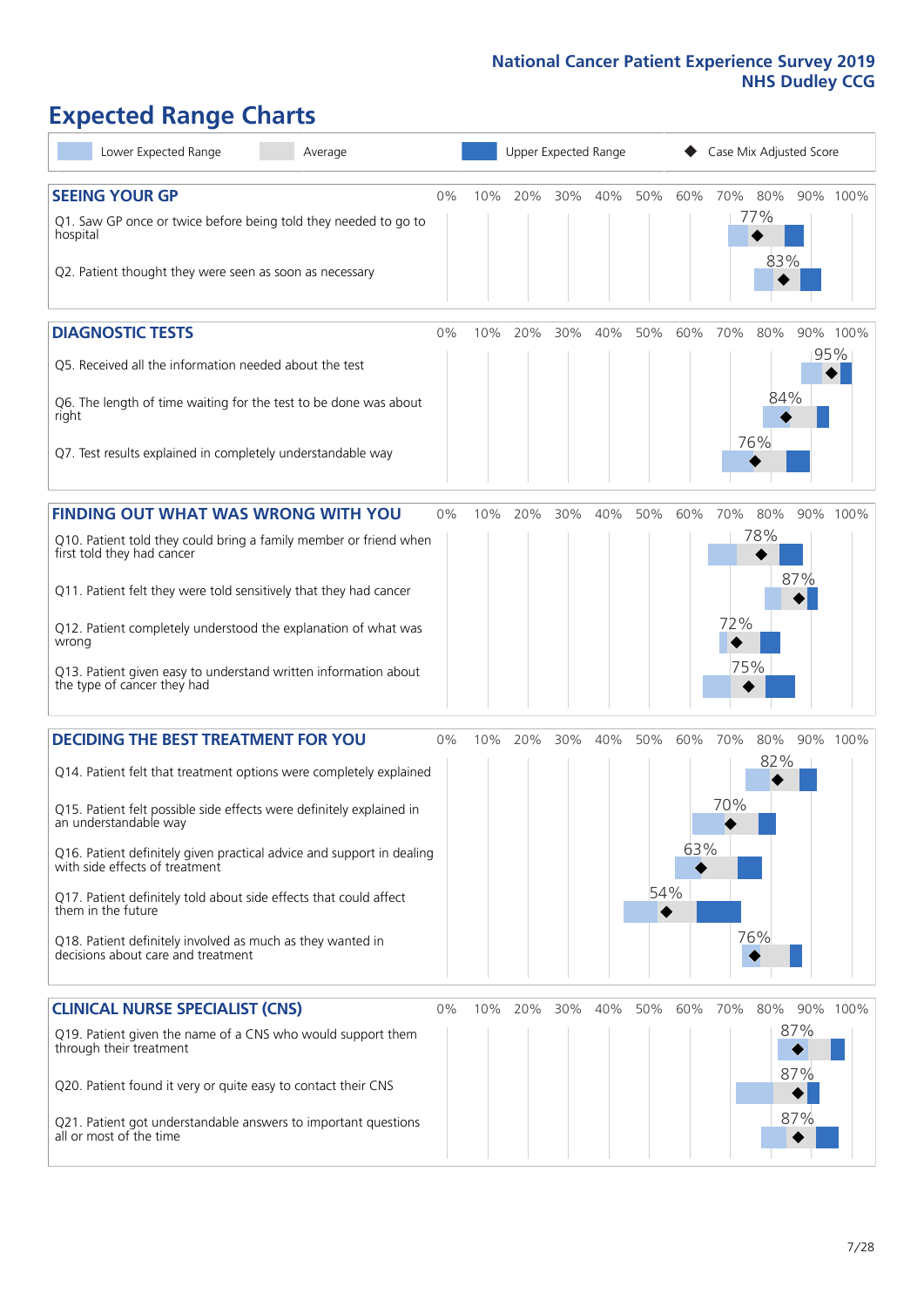# Expected Range Charts

Lower Expected Range | Average | Upper Expected Range | Case Mix Adjusted Score

## SEEING YOUR GP

| Question | Case Mix Adjusted Score |
|---|---|
| Q1. Saw GP once or twice before being told they needed to go to hospital | 77% |
| Q2. Patient thought they were seen as soon as necessary | 83% |

## DIAGNOSTIC TESTS

| Question | Case Mix Adjusted Score |
|---|---|
| Q5. Received all the information needed about the test | 95% |
| Q6. The length of time waiting for the test to be done was about right | 84% |
| Q7. Test results explained in completely understandable way | 76% |

## FINDING OUT WHAT WAS WRONG WITH YOU

| Question | Case Mix Adjusted Score |
|---|---|
| Q10. Patient told they could bring a family member or friend when first told they had cancer | 78% |
| Q11. Patient felt they were told sensitively that they had cancer | 87% |
| Q12. Patient completely understood the explanation of what was wrong | 72% |
| Q13. Patient given easy to understand written information about the type of cancer they had | 75% |

## DECIDING THE BEST TREATMENT FOR YOU

| Question | Case Mix Adjusted Score |
|---|---|
| Q14. Patient felt that treatment options were completely explained | 82% |
| Q15. Patient felt possible side effects were definitely explained in an understandable way | 70% |
| Q16. Patient definitely given practical advice and support in dealing with side effects of treatment | 63% |
| Q17. Patient definitely told about side effects that could affect them in the future | 54% |
| Q18. Patient definitely involved as much as they wanted in decisions about care and treatment | 76% |

## CLINICAL NURSE SPECIALIST (CNS)

| Question | Case Mix Adjusted Score |
|---|---|
| Q19. Patient given the name of a CNS who would support them through their treatment | 87% |
| Q20. Patient found it very or quite easy to contact their CNS | 87% |
| Q21. Patient got understandable answers to important questions all or most of the time | 87% |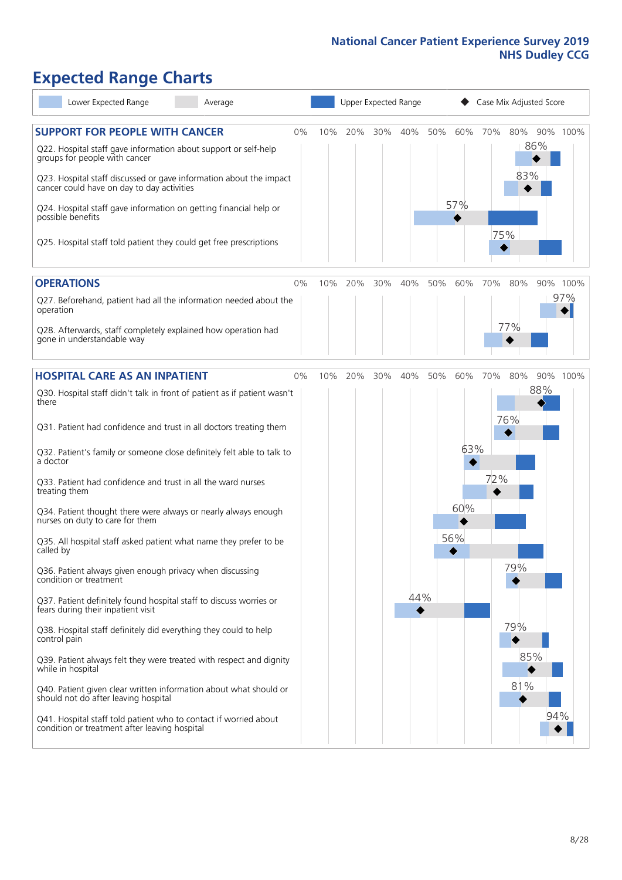# Expected Range Charts

Lower Expected Range | Average | Upper Expected Range | Case Mix Adjusted Score

## SUPPORT FOR PEOPLE WITH CANCER

| Question | Case Mix Adjusted Score |
|---|---|
| Q22. Hospital staff gave information about support or self-help groups for people with cancer | 86% |
| Q23. Hospital staff discussed or gave information about the impact cancer could have on day to day activities | 83% |
| Q24. Hospital staff gave information on getting financial help or possible benefits | 57% |
| Q25. Hospital staff told patient they could get free prescriptions | 75% |

## OPERATIONS

| Question | Case Mix Adjusted Score |
|---|---|
| Q27. Beforehand, patient had all the information needed about the operation | 97% |
| Q28. Afterwards, staff completely explained how operation had gone in understandable way | 77% |

## HOSPITAL CARE AS AN INPATIENT

| Question | Case Mix Adjusted Score |
|---|---|
| Q30. Hospital staff didn't talk in front of patient as if patient wasn't there | 88% |
| Q31. Patient had confidence and trust in all doctors treating them | 76% |
| Q32. Patient's family or someone close definitely felt able to talk to a doctor | 63% |
| Q33. Patient had confidence and trust in all the ward nurses treating them | 72% |
| Q34. Patient thought there were always or nearly always enough nurses on duty to care for them | 60% |
| Q35. All hospital staff asked patient what name they prefer to be called by | 56% |
| Q36. Patient always given enough privacy when discussing condition or treatment | 79% |
| Q37. Patient definitely found hospital staff to discuss worries or fears during their inpatient visit | 44% |
| Q38. Hospital staff definitely did everything they could to help control pain | 79% |
| Q39. Patient always felt they were treated with respect and dignity while in hospital | 85% |
| Q40. Patient given clear written information about what should or should not do after leaving hospital | 81% |
| Q41. Hospital staff told patient who to contact if worried about condition or treatment after leaving hospital | 94% |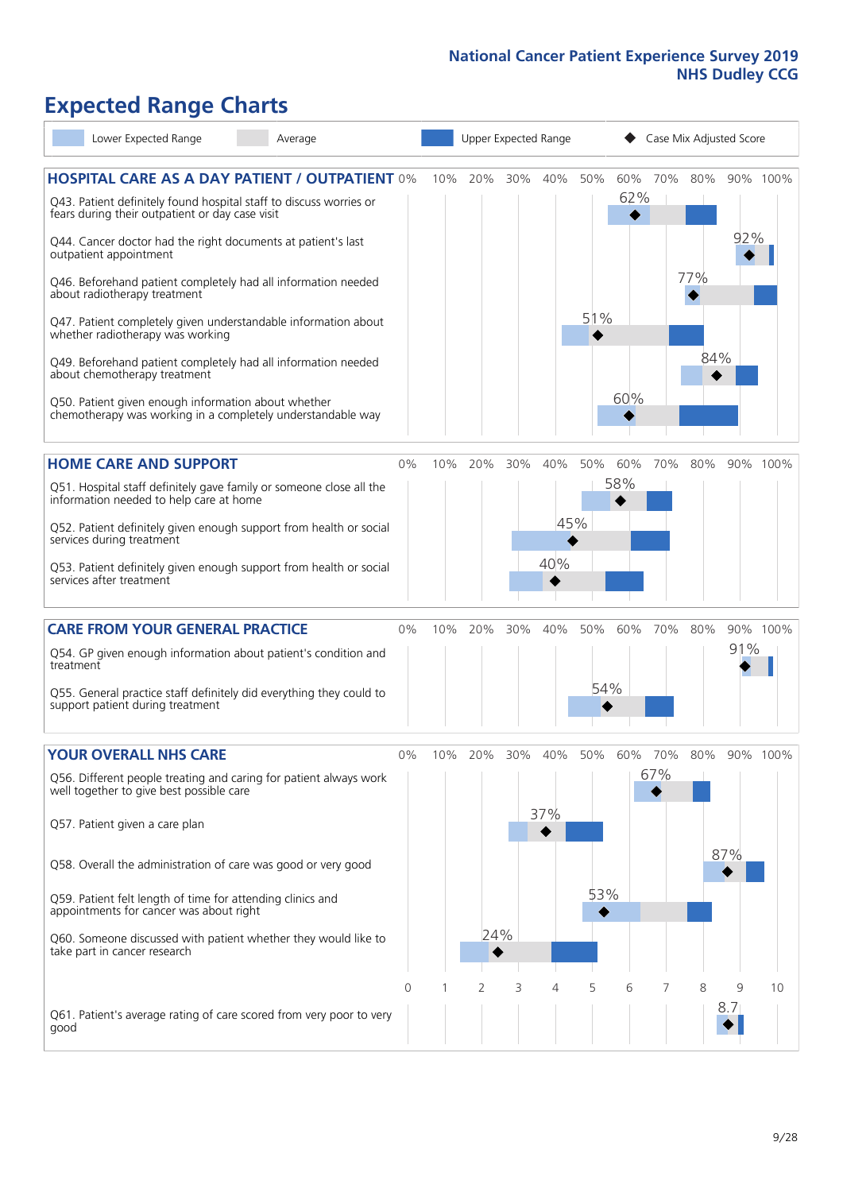# Expected Range Charts

Lower Expected Range | Average | Upper Expected Range | Case Mix Adjusted Score

## HOSPITAL CARE AS A DAY PATIENT / OUTPATIENT

| Question | Case Mix Adjusted Score |
|---|---|
| Q43. Patient definitely found hospital staff to discuss worries or fears during their outpatient or day case visit | 62% |
| Q44. Cancer doctor had the right documents at patient's last outpatient appointment | 92% |
| Q46. Beforehand patient completely had all information needed about radiotherapy treatment | 77% |
| Q47. Patient completely given understandable information about whether radiotherapy treatment was working | 51% |
| Q49. Beforehand patient completely had all information needed about chemotherapy treatment | 84% |
| Q50. Patient given enough information about whether chemotherapy was working in a completely understandable way | 60% |

## HOME CARE AND SUPPORT

| Question | Case Mix Adjusted Score |
|---|---|
| Q51. Hospital staff definitely gave family or someone close all the information needed to help care at home | 58% |
| Q52. Patient definitely given enough support from health or social services during treatment | 45% |
| Q53. Patient definitely given enough support from health or social services after treatment | 40% |

## CARE FROM YOUR GENERAL PRACTICE

| Question | Case Mix Adjusted Score |
|---|---|
| Q54. GP given enough information about patient's condition and treatment | 91% |
| Q55. General practice staff definitely did everything they could to support patient during treatment | 54% |

## YOUR OVERALL NHS CARE

| Question | Case Mix Adjusted Score |
|---|---|
| Q56. Different people treating and caring for patient always work well together to give best possible care | 67% |
| Q57. Patient given a care plan | 37% |
| Q58. Overall the administration of care was good or very good | 87% |
| Q59. Patient felt length of time for attending clinics and appointments for cancer was about right | 53% |
| Q60. Someone discussed with patient whether they would like to take part in cancer research | 24% |
| Q61. Patient's average rating of care scored from very poor to very good | 8.7 |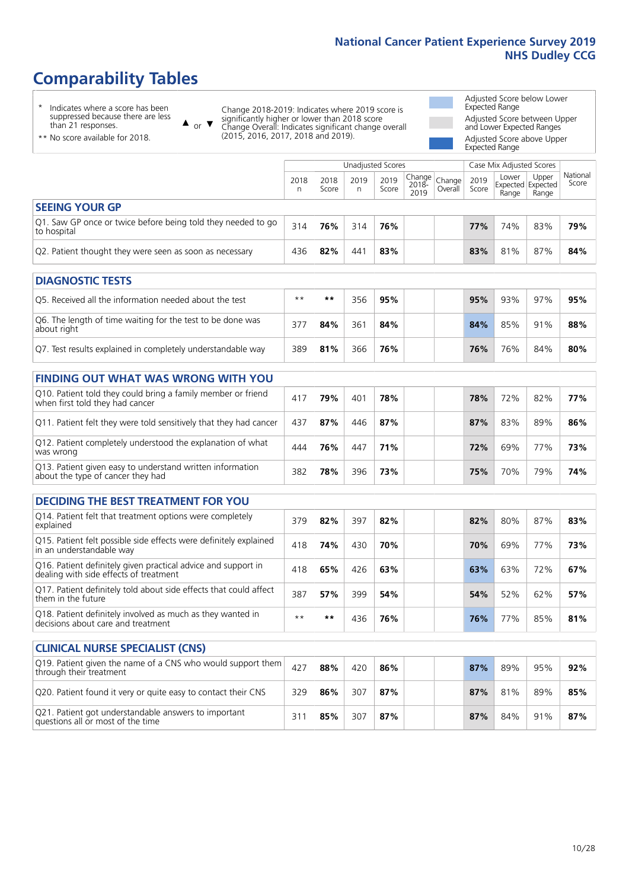# Comparability Tables

\* Indicates where a score has been suppressed because there are less than 21 responses.

\*\* No score available for 2018.

▲ or ▼ Change 2018-2019: Indicates where 2019 score is significantly higher or lower than 2018 score. Change Overall: Indicates significant change overall (2015, 2016, 2017, 2018 and 2019).

Adjusted Score below Lower Expected Range

Adjusted Score between Upper and Lower Expected Ranges

Adjusted Score above Upper Expected Range

| | Unadjusted Scores | | | | | | Case Mix Adjusted Scores | | | |
|---|---|---|---|---|---|---|---|---|---|---|
| | 2018 n | 2018 Score | 2019 n | 2019 Score | Change 2018-2019 | Change Overall | 2019 Score | Lower Expected Range | Upper Expected Range | National Score |
| **SEEING YOUR GP** | | | | | | | | | | |
| Q1. Saw GP once or twice before being told they needed to go to hospital | 314 | **76%** | 314 | **76%** | | | **77%** | 74% | 83% | **79%** |
| Q2. Patient thought they were seen as soon as necessary | 436 | **82%** | 441 | **83%** | | | **83%** | 81% | 87% | **84%** |
| **DIAGNOSTIC TESTS** | | | | | | | | | | |
| Q5. Received all the information needed about the test | \*\* | **\*\*** | 356 | **95%** | | | **95%** | 93% | 97% | **95%** |
| Q6. The length of time waiting for the test to be done was about right | 377 | **84%** | 361 | **84%** | | | **84%** | 85% | 91% | **88%** |
| Q7. Test results explained in completely understandable way | 389 | **81%** | 366 | **76%** | | | **76%** | 76% | 84% | **80%** |
| **FINDING OUT WHAT WAS WRONG WITH YOU** | | | | | | | | | | |
| Q10. Patient told they could bring a family member or friend when first told they had cancer | 417 | **79%** | 401 | **78%** | | | **78%** | 72% | 82% | **77%** |
| Q11. Patient felt they were told sensitively that they had cancer | 437 | **87%** | 446 | **87%** | | | **87%** | 83% | 89% | **86%** |
| Q12. Patient completely understood the explanation of what was wrong | 444 | **76%** | 447 | **71%** | | | **72%** | 69% | 77% | **73%** |
| Q13. Patient given easy to understand written information about the type of cancer they had | 382 | **78%** | 396 | **73%** | | | **75%** | 70% | 79% | **74%** |
| **DECIDING THE BEST TREATMENT FOR YOU** | | | | | | | | | | |
| Q14. Patient felt that treatment options were completely explained | 379 | **82%** | 397 | **82%** | | | **82%** | 80% | 87% | **83%** |
| Q15. Patient felt possible side effects were definitely explained in an understandable way | 418 | **74%** | 430 | **70%** | | | **70%** | 69% | 77% | **73%** |
| Q16. Patient definitely given practical advice and support in dealing with side effects of treatment | 418 | **65%** | 426 | **63%** | | | **63%** | 63% | 72% | **67%** |
| Q17. Patient definitely told about side effects that could affect them in the future | 387 | **57%** | 399 | **54%** | | | **54%** | 52% | 62% | **57%** |
| Q18. Patient definitely involved as much as they wanted in decisions about care and treatment | \*\* | **\*\*** | 436 | **76%** | | | **76%** | 77% | 85% | **81%** |
| **CLINICAL NURSE SPECIALIST (CNS)** | | | | | | | | | | |
| Q19. Patient given the name of a CNS who would support them through their treatment | 427 | **88%** | 420 | **86%** | | | **87%** | 89% | 95% | **92%** |
| Q20. Patient found it very or quite easy to contact their CNS | 329 | **86%** | 307 | **87%** | | | **87%** | 81% | 89% | **85%** |
| Q21. Patient got understandable answers to important questions all or most of the time | 311 | **85%** | 307 | **87%** | | | **87%** | 84% | 91% | **87%** |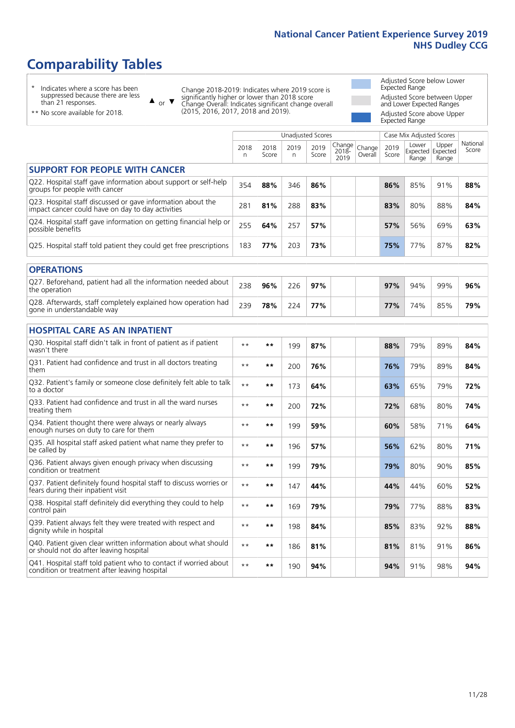# Comparability Tables

- \* Indicates where a score has been suppressed because there are less than 21 responses.
- \*\* No score available for 2018.

▲ or ▼ Change 2018-2019: Indicates where 2019 score is significantly higher or lower than 2018 score. Change Overall: Indicates significant change overall (2015, 2016, 2017, 2018 and 2019).

- Adjusted Score below Lower Expected Range
- Adjusted Score between Upper and Lower Expected Ranges
- Adjusted Score above Upper Expected Range

| | Unadjusted Scores | | | | | | Case Mix Adjusted Scores | | | |
|---|---|---|---|---|---|---|---|---|---|---|
| | 2018 n | 2018 Score | 2019 n | 2019 Score | Change 2018-2019 | Change Overall | 2019 Score | Lower Expected Range | Upper Expected Range | National Score |
| **SUPPORT FOR PEOPLE WITH CANCER** | | | | | | | | | | |
| Q22. Hospital staff gave information about support or self-help groups for people with cancer | 354 | **88%** | 346 | **86%** | | | **86%** | 85% | 91% | **88%** |
| Q23. Hospital staff discussed or gave information about the impact cancer could have on day to day activities | 281 | **81%** | 288 | **83%** | | | **83%** | 80% | 88% | **84%** |
| Q24. Hospital staff gave information on getting financial help or possible benefits | 255 | **64%** | 257 | **57%** | | | **57%** | 56% | 69% | **63%** |
| Q25. Hospital staff told patient they could get free prescriptions | 183 | **77%** | 203 | **73%** | | | **75%** | 77% | 87% | **82%** |
| **OPERATIONS** | | | | | | | | | | |
| Q27. Beforehand, patient had all the information needed about the operation | 238 | **96%** | 226 | **97%** | | | **97%** | 94% | 99% | **96%** |
| Q28. Afterwards, staff completely explained how operation had gone in understandable way | 239 | **78%** | 224 | **77%** | | | **77%** | 74% | 85% | **79%** |
| **HOSPITAL CARE AS AN INPATIENT** | | | | | | | | | | |
| Q30. Hospital staff didn't talk in front of patient as if patient wasn't there | ** | ** | 199 | **87%** | | | **88%** | 79% | 89% | **84%** |
| Q31. Patient had confidence and trust in all doctors treating them | ** | ** | 200 | **76%** | | | **76%** | 79% | 89% | **84%** |
| Q32. Patient's family or someone close definitely felt able to talk to a doctor | ** | ** | 173 | **64%** | | | **63%** | 65% | 79% | **72%** |
| Q33. Patient had confidence and trust in all the ward nurses treating them | ** | ** | 200 | **72%** | | | **72%** | 68% | 80% | **74%** |
| Q34. Patient thought there were always or nearly always enough nurses on duty to care for them | ** | ** | 199 | **59%** | | | **60%** | 58% | 71% | **64%** |
| Q35. All hospital staff asked patient what name they prefer to be called by | ** | ** | 196 | **57%** | | | **56%** | 62% | 80% | **71%** |
| Q36. Patient always given enough privacy when discussing condition or treatment | ** | ** | 199 | **79%** | | | **79%** | 80% | 90% | **85%** |
| Q37. Patient definitely found hospital staff to discuss worries or fears during their inpatient visit | ** | ** | 147 | **44%** | | | **44%** | 44% | 60% | **52%** |
| Q38. Hospital staff definitely did everything they could to help control pain | ** | ** | 169 | **79%** | | | **79%** | 77% | 88% | **83%** |
| Q39. Patient always felt they were treated with respect and dignity while in hospital | ** | ** | 198 | **84%** | | | **85%** | 83% | 92% | **88%** |
| Q40. Patient given clear written information about what should or should not do after leaving hospital | ** | ** | 186 | **81%** | | | **81%** | 81% | 91% | **86%** |
| Q41. Hospital staff told patient who to contact if worried about condition or treatment after leaving hospital | ** | ** | 190 | **94%** | | | **94%** | 91% | 98% | **94%** |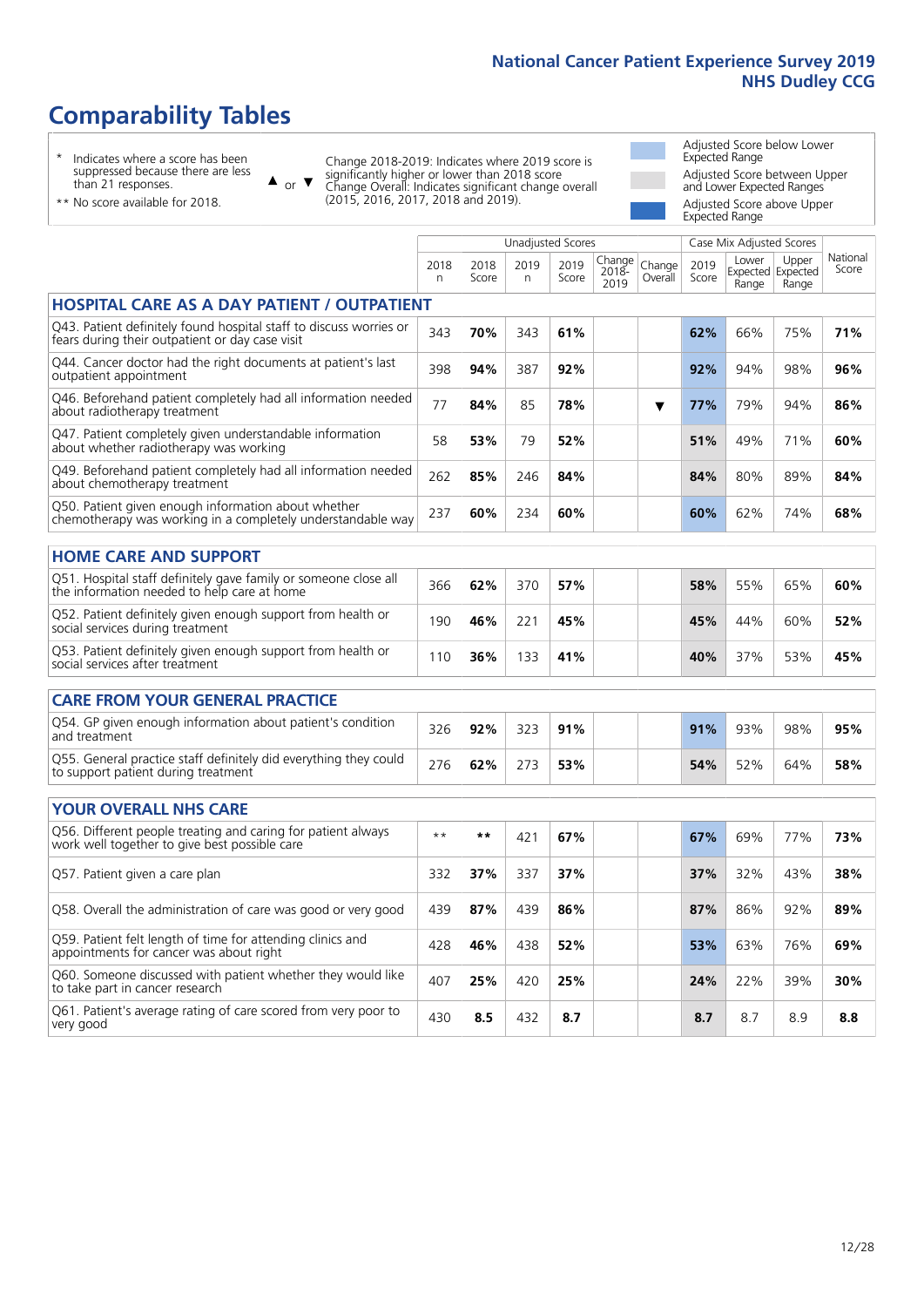# Comparability Tables

\* Indicates where a score has been suppressed because there are less than 21 responses.

** No score available for 2018.

▲ or ▼ Change 2018-2019: Indicates where 2019 score is significantly higher or lower than 2018 score. Change Overall: Indicates significant change overall (2015, 2016, 2017, 2018 and 2019).

Adjusted Score below Lower Expected Range

Adjusted Score between Upper and Lower Expected Ranges

Adjusted Score above Upper Expected Range

| | Unadjusted Scores | | | | | | Case Mix Adjusted Scores | | | |
|---|---|---|---|---|---|---|---|---|---|---|
| | 2018 n | 2018 Score | 2019 n | 2019 Score | Change 2018-2019 | Change Overall | 2019 Score | Lower Expected Range | Upper Expected Range | National Score |
| **HOSPITAL CARE AS A DAY PATIENT / OUTPATIENT** | | | | | | | | | | |
| Q43. Patient definitely found hospital staff to discuss worries or fears during their outpatient or day case visit | 343 | **70%** | 343 | **61%** | | | **62%** | 66% | 75% | **71%** |
| Q44. Cancer doctor had the right documents at patient's last outpatient appointment | 398 | **94%** | 387 | **92%** | | | **92%** | 94% | 98% | **96%** |
| Q46. Beforehand patient completely had all information needed about radiotherapy treatment | 77 | **84%** | 85 | **78%** | | ▼ | **77%** | 79% | 94% | **86%** |
| Q47. Patient completely given understandable information about whether radiotherapy was working | 58 | **53%** | 79 | **52%** | | | **51%** | 49% | 71% | **60%** |
| Q49. Beforehand patient completely had all information needed about chemotherapy treatment | 262 | **85%** | 246 | **84%** | | | **84%** | 80% | 89% | **84%** |
| Q50. Patient given enough information about whether chemotherapy was working in a completely understandable way | 237 | **60%** | 234 | **60%** | | | **60%** | 62% | 74% | **68%** |
| **HOME CARE AND SUPPORT** | | | | | | | | | | |
| Q51. Hospital staff definitely gave family or someone close all the information needed to help care at home | 366 | **62%** | 370 | **57%** | | | **58%** | 55% | 65% | **60%** |
| Q52. Patient definitely given enough support from health or social services during treatment | 190 | **46%** | 221 | **45%** | | | **45%** | 44% | 60% | **52%** |
| Q53. Patient definitely given enough support from health or social services after treatment | 110 | **36%** | 133 | **41%** | | | **40%** | 37% | 53% | **45%** |
| **CARE FROM YOUR GENERAL PRACTICE** | | | | | | | | | | |
| Q54. GP given enough information about patient's condition and treatment | 326 | **92%** | 323 | **91%** | | | **91%** | 93% | 98% | **95%** |
| Q55. General practice staff definitely did everything they could to support patient during treatment | 276 | **62%** | 273 | **53%** | | | **54%** | 52% | 64% | **58%** |
| **YOUR OVERALL NHS CARE** | | | | | | | | | | |
| Q56. Different people treating and caring for patient always work well together to give best possible care | ** | ** | 421 | **67%** | | | **67%** | 69% | 77% | **73%** |
| Q57. Patient given a care plan | 332 | **37%** | 337 | **37%** | | | **37%** | 32% | 43% | **38%** |
| Q58. Overall the administration of care was good or very good | 439 | **87%** | 439 | **86%** | | | **87%** | 86% | 92% | **89%** |
| Q59. Patient felt length of time for attending clinics and appointments for cancer was about right | 428 | **46%** | 438 | **52%** | | | **53%** | 63% | 76% | **69%** |
| Q60. Someone discussed with patient whether they would like to take part in cancer research | 407 | **25%** | 420 | **25%** | | | **24%** | 22% | 39% | **30%** |
| Q61. Patient's average rating of care scored from very poor to very good | 430 | **8.5** | 432 | **8.7** | | | **8.7** | 8.7 | 8.9 | **8.8** |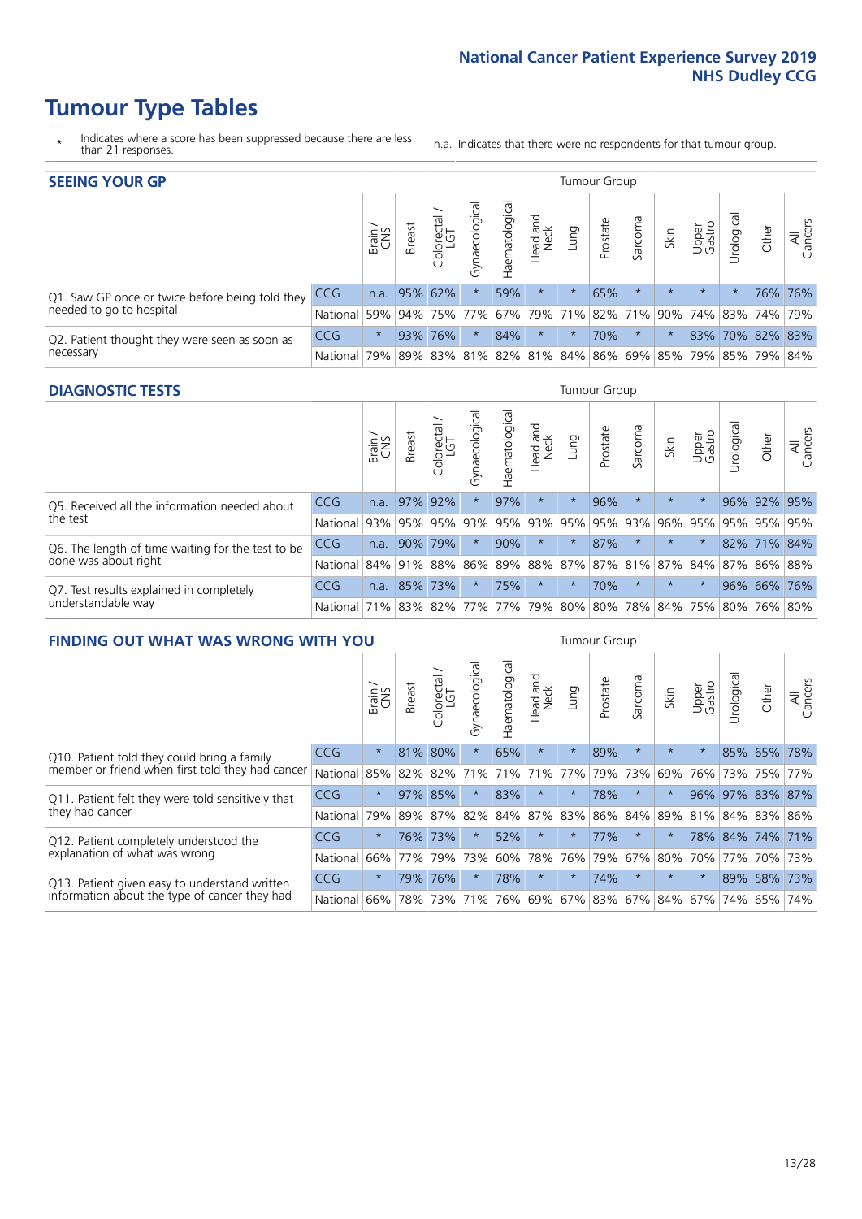# Tumour Type Tables

\* Indicates where a score has been suppressed because there are less than 21 responses.

n.a. Indicates that there were no respondents for that tumour group.

## SEEING YOUR GP

| | | Brain / CNS | Breast | Colorectal / LGT | Gynaecological | Haematological | Head and Neck | Lung | Prostate | Sarcoma | Skin | Upper Gastro | Urological | Other | All Cancers |
|---|---|---|---|---|---|---|---|---|---|---|---|---|---|---|---|
| Q1. Saw GP once or twice before being told they needed to go to hospital | CCG | n.a. | 95% | 62% | * | 59% | * | * | 65% | * | * | * | * | 76% | 76% |
| | National | 59% | 94% | 75% | 77% | 67% | 79% | 71% | 82% | 71% | 90% | 74% | 83% | 74% | 79% |
| Q2. Patient thought they were seen as soon as necessary | CCG | * | 93% | 76% | * | 84% | * | * | 70% | * | * | 83% | 70% | 82% | 83% |
| | National | 79% | 89% | 83% | 81% | 82% | 81% | 84% | 86% | 69% | 85% | 79% | 85% | 79% | 84% |

## DIAGNOSTIC TESTS

| | | Brain / CNS | Breast | Colorectal / LGT | Gynaecological | Haematological | Head and Neck | Lung | Prostate | Sarcoma | Skin | Upper Gastro | Urological | Other | All Cancers |
|---|---|---|---|---|---|---|---|---|---|---|---|---|---|---|---|
| Q5. Received all the information needed about the test | CCG | n.a. | 97% | 92% | * | 97% | * | * | 96% | * | * | * | 96% | 92% | 95% |
| | National | 93% | 95% | 95% | 93% | 95% | 93% | 95% | 95% | 93% | 96% | 95% | 95% | 95% | 95% |
| Q6. The length of time waiting for the test to be done was about right | CCG | n.a. | 90% | 79% | * | 90% | * | * | 87% | * | * | * | 82% | 71% | 84% |
| | National | 84% | 91% | 88% | 86% | 89% | 88% | 87% | 87% | 81% | 87% | 84% | 87% | 86% | 88% |
| Q7. Test results explained in completely understandable way | CCG | n.a. | 85% | 73% | * | 75% | * | * | 70% | * | * | * | 96% | 66% | 76% |
| | National | 71% | 83% | 82% | 77% | 77% | 79% | 80% | 80% | 78% | 84% | 75% | 80% | 76% | 80% |

## FINDING OUT WHAT WAS WRONG WITH YOU

| | | Brain / CNS | Breast | Colorectal / LGT | Gynaecological | Haematological | Head and Neck | Lung | Prostate | Sarcoma | Skin | Upper Gastro | Urological | Other | All Cancers |
|---|---|---|---|---|---|---|---|---|---|---|---|---|---|---|---|
| Q10. Patient told they could bring a family member or friend when first told they had cancer | CCG | * | 81% | 80% | * | 65% | * | * | 89% | * | * | * | 85% | 65% | 78% |
| | National | 85% | 82% | 82% | 71% | 71% | 71% | 77% | 79% | 73% | 69% | 76% | 73% | 75% | 77% |
| Q11. Patient felt they were told sensitively that they had cancer | CCG | * | 97% | 85% | * | 83% | * | * | 78% | * | * | 96% | 97% | 83% | 87% |
| | National | 79% | 89% | 87% | 82% | 84% | 87% | 83% | 86% | 84% | 89% | 81% | 84% | 83% | 86% |
| Q12. Patient completely understood the explanation of what was wrong | CCG | * | 76% | 73% | * | 52% | * | * | 77% | * | * | 78% | 84% | 74% | 71% |
| | National | 66% | 77% | 79% | 73% | 60% | 78% | 76% | 79% | 67% | 80% | 70% | 77% | 70% | 73% |
| Q13. Patient given easy to understand written information about the type of cancer they had | CCG | * | 79% | 76% | * | 78% | * | * | 74% | * | * | * | 89% | 58% | 73% |
| | National | 66% | 78% | 73% | 71% | 76% | 69% | 67% | 83% | 67% | 84% | 67% | 74% | 65% | 74% |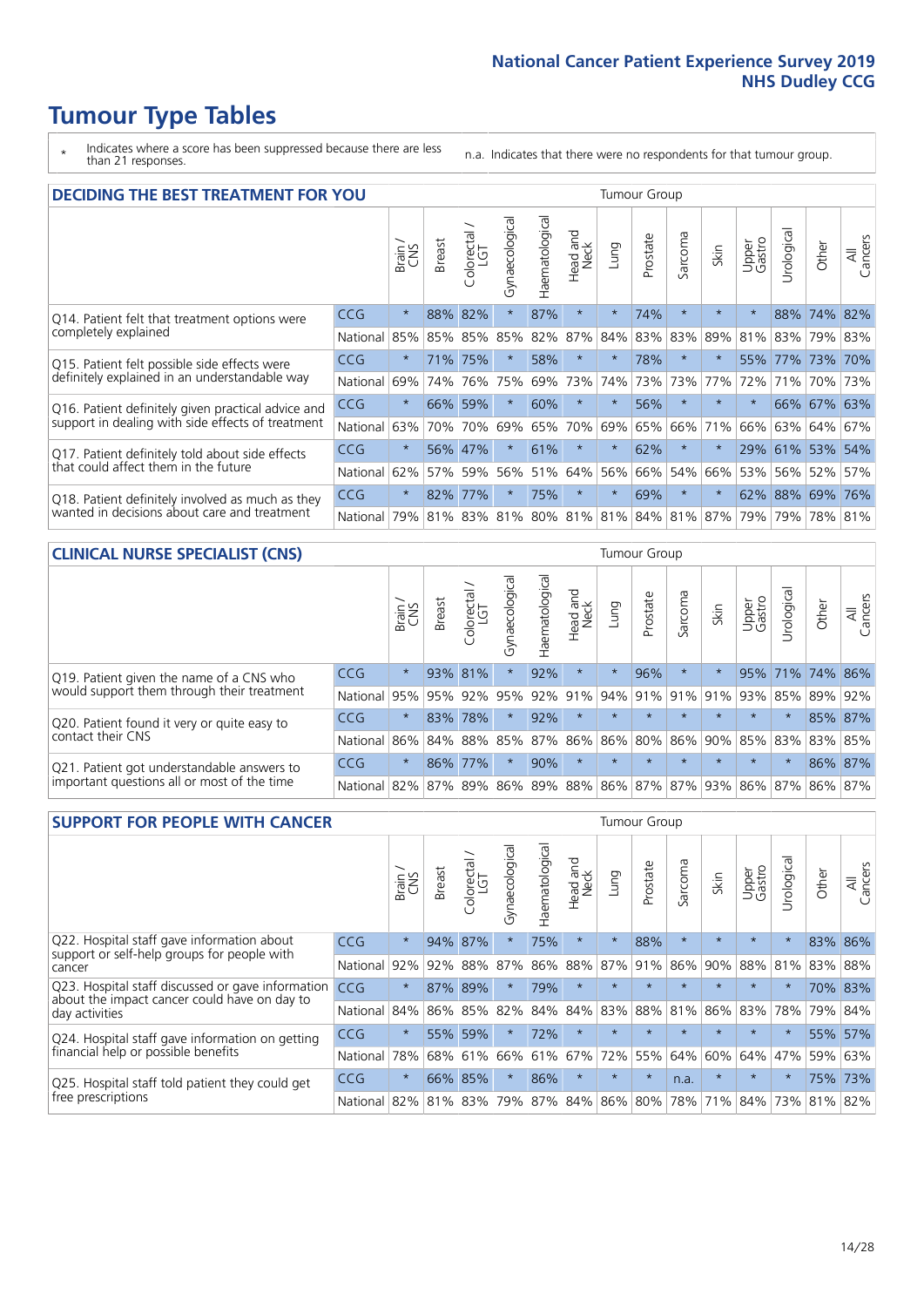# Tumour Type Tables

\* Indicates where a score has been suppressed because there are less than 21 responses.

n.a. Indicates that there were no respondents for that tumour group.

## DECIDING THE BEST TREATMENT FOR YOU

| | | Brain / CNS | Breast | Colorectal / LGT | Gynaecological | Haematological | Head and Neck | Lung | Prostate | Sarcoma | Skin | Upper Gastro | Urological | Other | All Cancers |
|---|---|---|---|---|---|---|---|---|---|---|---|---|---|---|---|
| Q14. Patient felt that treatment options were completely explained | CCG | * | 88% | 82% | * | 87% | * | * | 74% | * | * | * | 88% | 74% | 82% |
| | National | 85% | 85% | 85% | 85% | 82% | 87% | 84% | 83% | 83% | 89% | 81% | 83% | 79% | 83% |
| Q15. Patient felt possible side effects were definitely explained in an understandable way | CCG | * | 71% | 75% | * | 58% | * | * | 78% | * | * | 55% | 77% | 73% | 70% |
| | National | 69% | 74% | 76% | 75% | 69% | 73% | 74% | 73% | 73% | 77% | 72% | 71% | 70% | 73% |
| Q16. Patient definitely given practical advice and support in dealing with side effects of treatment | CCG | * | 66% | 59% | * | 60% | * | * | 56% | * | * | * | 66% | 67% | 63% |
| | National | 63% | 70% | 70% | 69% | 65% | 70% | 69% | 65% | 66% | 71% | 66% | 63% | 64% | 67% |
| Q17. Patient definitely told about side effects that could affect them in the future | CCG | * | 56% | 47% | * | 61% | * | * | 62% | * | * | 29% | 61% | 53% | 54% |
| | National | 62% | 57% | 59% | 56% | 51% | 64% | 56% | 66% | 54% | 66% | 53% | 56% | 52% | 57% |
| Q18. Patient definitely involved as much as they wanted in decisions about care and treatment | CCG | * | 82% | 77% | * | 75% | * | * | 69% | * | * | 62% | 88% | 69% | 76% |
| | National | 79% | 81% | 83% | 81% | 80% | 81% | 81% | 84% | 81% | 87% | 79% | 79% | 78% | 81% |

## CLINICAL NURSE SPECIALIST (CNS)

| | | Brain / CNS | Breast | Colorectal / LGT | Gynaecological | Haematological | Head and Neck | Lung | Prostate | Sarcoma | Skin | Upper Gastro | Urological | Other | All Cancers |
|---|---|---|---|---|---|---|---|---|---|---|---|---|---|---|---|
| Q19. Patient given the name of a CNS who would support them through their treatment | CCG | * | 93% | 81% | * | 92% | * | * | 96% | * | * | 95% | 71% | 74% | 86% |
| | National | 95% | 95% | 92% | 95% | 92% | 91% | 94% | 91% | 91% | 91% | 93% | 85% | 89% | 92% |
| Q20. Patient found it very or quite easy to contact their CNS | CCG | * | 83% | 78% | * | 92% | * | * | * | * | * | * | * | 85% | 87% |
| | National | 86% | 84% | 88% | 85% | 87% | 86% | 86% | 80% | 86% | 90% | 85% | 83% | 83% | 85% |
| Q21. Patient got understandable answers to important questions all or most of the time | CCG | * | 86% | 77% | * | 90% | * | * | * | * | * | * | * | 86% | 87% |
| | National | 82% | 87% | 89% | 86% | 89% | 88% | 86% | 87% | 87% | 93% | 86% | 87% | 86% | 87% |

## SUPPORT FOR PEOPLE WITH CANCER

| | | Brain / CNS | Breast | Colorectal / LGT | Gynaecological | Haematological | Head and Neck | Lung | Prostate | Sarcoma | Skin | Upper Gastro | Urological | Other | All Cancers |
|---|---|---|---|---|---|---|---|---|---|---|---|---|---|---|---|
| Q22. Hospital staff gave information about support or self-help groups for people with cancer | CCG | * | 94% | 87% | * | 75% | * | * | 88% | * | * | * | * | 83% | 86% |
| | National | 92% | 92% | 88% | 87% | 86% | 88% | 87% | 91% | 86% | 90% | 88% | 81% | 83% | 88% |
| Q23. Hospital staff discussed or gave information about the impact cancer could have on day to day activities | CCG | * | 87% | 89% | * | 79% | * | * | * | * | * | * | * | 70% | 83% |
| | National | 84% | 86% | 85% | 82% | 84% | 84% | 83% | 88% | 81% | 86% | 83% | 78% | 79% | 84% |
| Q24. Hospital staff gave information on getting financial help or possible benefits | CCG | * | 55% | 59% | * | 72% | * | * | * | * | * | * | * | 55% | 57% |
| | National | 78% | 68% | 61% | 66% | 61% | 67% | 72% | 55% | 64% | 60% | 64% | 47% | 59% | 63% |
| Q25. Hospital staff told patient they could get free prescriptions | CCG | * | 66% | 85% | * | 86% | * | * | * | n.a. | * | * | * | 75% | 73% |
| | National | 82% | 81% | 83% | 79% | 87% | 84% | 86% | 80% | 78% | 71% | 84% | 73% | 81% | 82% |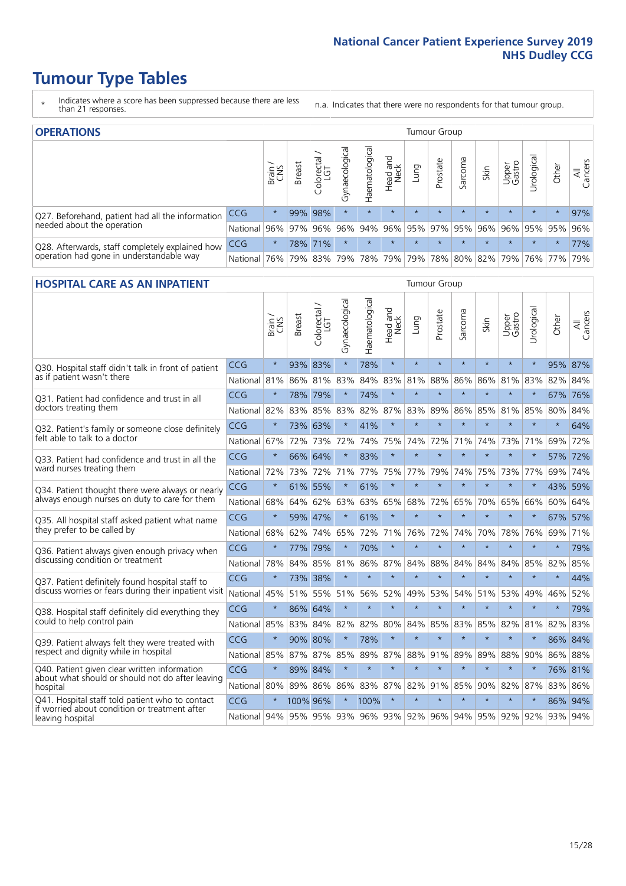# Tumour Type Tables

\* Indicates where a score has been suppressed because there are less than 21 responses.

n.a. Indicates that there were no respondents for that tumour group.

## OPERATIONS

| | | Brain / CNS | Breast | Colorectal / LGT | Gynaecological | Haematological | Head and Neck | Lung | Prostate | Sarcoma | Skin | Upper Gastro | Urological | Other | All Cancers |
|---|---|---|---|---|---|---|---|---|---|---|---|---|---|---|---|
| Q27. Beforehand, patient had all the information needed about the operation | CCG | * | 99% | 98% | * | * | * | * | * | * | * | * | * | * | 97% |
| | National | 96% | 97% | 96% | 96% | 94% | 96% | 95% | 97% | 95% | 96% | 96% | 95% | 95% | 96% |
| Q28. Afterwards, staff completely explained how operation had gone in understandable way | CCG | * | 78% | 71% | * | * | * | * | * | * | * | * | * | * | 77% |
| | National | 76% | 79% | 83% | 79% | 78% | 79% | 79% | 78% | 80% | 82% | 79% | 76% | 77% | 79% |

## HOSPITAL CARE AS AN INPATIENT

| | | Brain / CNS | Breast | Colorectal / LGT | Gynaecological | Haematological | Head and Neck | Lung | Prostate | Sarcoma | Skin | Upper Gastro | Urological | Other | All Cancers |
|---|---|---|---|---|---|---|---|---|---|---|---|---|---|---|---|
| Q30. Hospital staff didn't talk in front of patient as if patient wasn't there | CCG | * | 93% | 83% | * | 78% | * | * | * | * | * | * | * | 95% | 87% |
| | National | 81% | 86% | 81% | 83% | 84% | 83% | 81% | 88% | 86% | 86% | 81% | 83% | 82% | 84% |
| Q31. Patient had confidence and trust in all doctors treating them | CCG | * | 78% | 79% | * | 74% | * | * | * | * | * | * | * | 67% | 76% |
| | National | 82% | 83% | 85% | 83% | 82% | 87% | 83% | 89% | 86% | 85% | 81% | 85% | 80% | 84% |
| Q32. Patient's family or someone close definitely felt able to talk to a doctor | CCG | * | 73% | 63% | * | 41% | * | * | * | * | * | * | * | * | 64% |
| | National | 67% | 72% | 73% | 72% | 74% | 75% | 74% | 72% | 71% | 74% | 73% | 71% | 69% | 72% |
| Q33. Patient had confidence and trust in all the ward nurses treating them | CCG | * | 66% | 64% | * | 83% | * | * | * | * | * | * | * | 57% | 72% |
| | National | 72% | 73% | 72% | 71% | 77% | 75% | 77% | 79% | 74% | 75% | 73% | 77% | 69% | 74% |
| Q34. Patient thought there were always or nearly always enough nurses on duty to care for them | CCG | * | 61% | 55% | * | 61% | * | * | * | * | * | * | * | 43% | 59% |
| | National | 68% | 64% | 62% | 63% | 63% | 65% | 68% | 72% | 65% | 70% | 65% | 66% | 60% | 64% |
| Q35. All hospital staff asked patient what name they prefer to be called by | CCG | * | 59% | 47% | * | 61% | * | * | * | * | * | * | * | 67% | 57% |
| | National | 68% | 62% | 74% | 65% | 72% | 71% | 76% | 72% | 74% | 70% | 78% | 76% | 69% | 71% |
| Q36. Patient always given enough privacy when discussing condition or treatment | CCG | * | 77% | 79% | * | 70% | * | * | * | * | * | * | * | * | 79% |
| | National | 78% | 84% | 85% | 81% | 86% | 87% | 84% | 88% | 84% | 84% | 84% | 85% | 82% | 85% |
| Q37. Patient definitely found hospital staff to discuss worries or fears during their inpatient visit | CCG | * | 73% | 38% | * | * | * | * | * | * | * | * | * | * | 44% |
| | National | 45% | 51% | 55% | 51% | 56% | 52% | 49% | 53% | 54% | 51% | 53% | 49% | 46% | 52% |
| Q38. Hospital staff definitely did everything they could to help control pain | CCG | * | 86% | 64% | * | * | * | * | * | * | * | * | * | * | 79% |
| | National | 85% | 83% | 84% | 82% | 82% | 80% | 84% | 85% | 83% | 85% | 82% | 81% | 82% | 83% |
| Q39. Patient always felt they were treated with respect and dignity while in hospital | CCG | * | 90% | 80% | * | 78% | * | * | * | * | * | * | * | 86% | 84% |
| | National | 85% | 87% | 87% | 85% | 89% | 87% | 88% | 91% | 89% | 89% | 88% | 90% | 86% | 88% |
| Q40. Patient given clear written information about what should or should not do after leaving hospital | CCG | * | 89% | 84% | * | * | * | * | * | * | * | * | * | 76% | 81% |
| | National | 80% | 89% | 86% | 86% | 83% | 87% | 82% | 91% | 85% | 90% | 82% | 87% | 83% | 86% |
| Q41. Hospital staff told patient who to contact if worried about condition or treatment after leaving hospital | CCG | * | 100% | 96% | * | 100% | * | * | * | * | * | * | * | 86% | 94% |
| | National | 94% | 95% | 95% | 93% | 96% | 93% | 92% | 96% | 94% | 95% | 92% | 92% | 93% | 94% |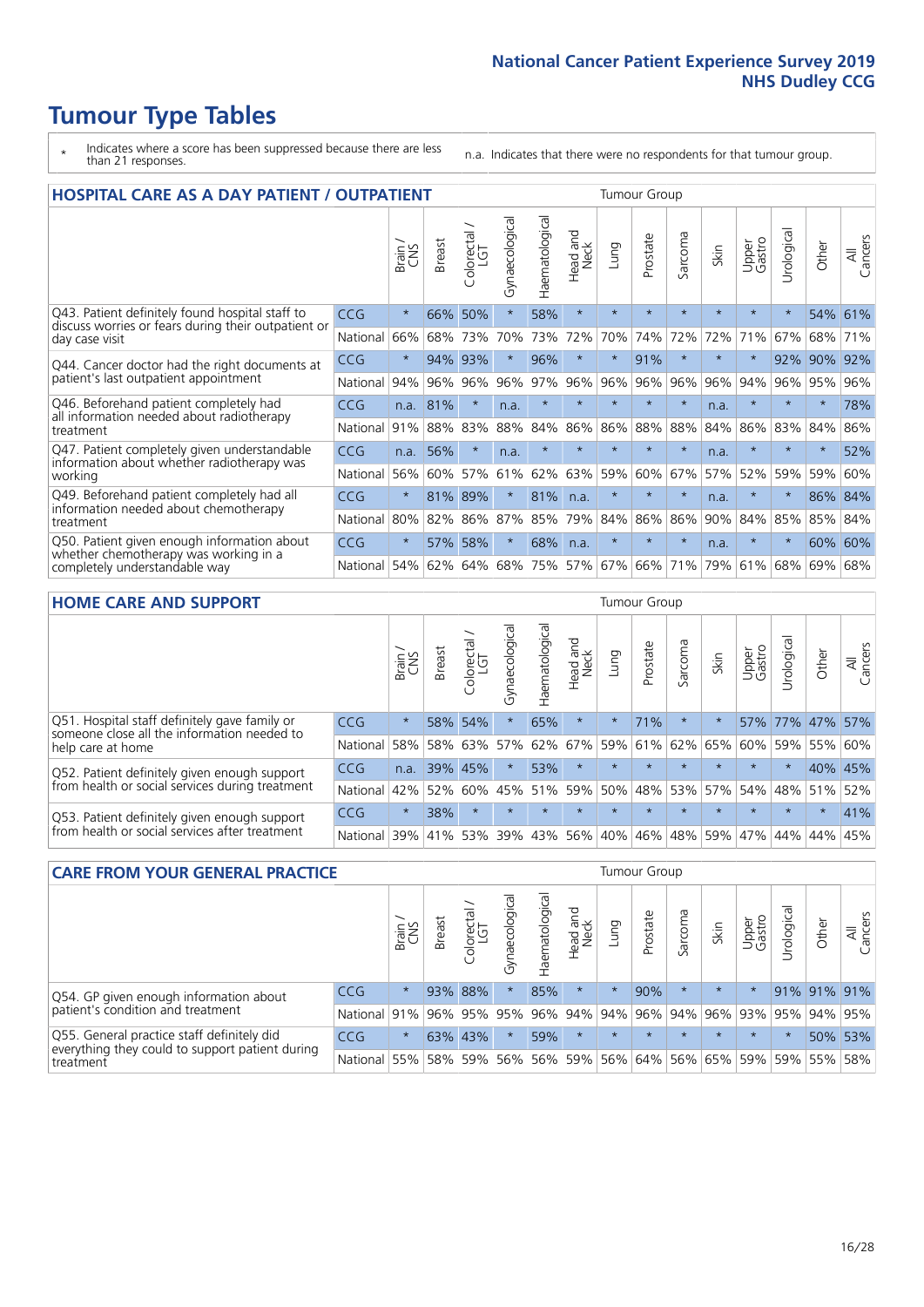# Tumour Type Tables

\* Indicates where a score has been suppressed because there are less than 21 responses.

n.a. Indicates that there were no respondents for that tumour group.

## HOSPITAL CARE AS A DAY PATIENT / OUTPATIENT

| | | Brain / CNS | Breast | Colorectal / LGT | Gynaecological | Haematological | Head and Neck | Lung | Prostate | Sarcoma | Skin | Upper Gastro | Urological | Other | All Cancers |
|---|---|---|---|---|---|---|---|---|---|---|---|---|---|---|---|
| Q43. Patient definitely found hospital staff to discuss worries or fears during their outpatient or day case visit | CCG | * | 66% | 50% | * | 58% | * | * | * | * | * | * | * | 54% | 61% |
| | National | 66% | 68% | 73% | 70% | 73% | 72% | 70% | 74% | 72% | 72% | 71% | 67% | 68% | 71% |
| Q44. Cancer doctor had the right documents at patient's last outpatient appointment | CCG | * | 94% | 93% | * | 96% | * | * | 91% | * | * | * | 92% | 90% | 92% |
| | National | 94% | 96% | 96% | 96% | 97% | 96% | 96% | 96% | 96% | 96% | 94% | 96% | 95% | 96% |
| Q46. Beforehand patient completely had all information needed about radiotherapy treatment | CCG | n.a. | 81% | * | n.a. | * | * | * | * | * | n.a. | * | * | * | 78% |
| | National | 91% | 88% | 83% | 88% | 84% | 86% | 86% | 88% | 88% | 84% | 86% | 83% | 84% | 86% |
| Q47. Patient completely given understandable information about whether radiotherapy was working | CCG | n.a. | 56% | * | n.a. | * | * | * | * | * | n.a. | * | * | * | 52% |
| | National | 56% | 60% | 57% | 61% | 62% | 63% | 59% | 60% | 67% | 57% | 52% | 59% | 59% | 60% |
| Q49. Beforehand patient completely had all information needed about chemotherapy treatment | CCG | * | 81% | 89% | * | 81% | n.a. | * | * | * | n.a. | * | * | 86% | 84% |
| | National | 80% | 82% | 86% | 87% | 85% | 79% | 84% | 86% | 86% | 90% | 84% | 85% | 85% | 84% |
| Q50. Patient given enough information about whether chemotherapy was working in a completely understandable way | CCG | * | 57% | 58% | * | 68% | n.a. | * | * | * | n.a. | * | * | 60% | 60% |
| | National | 54% | 62% | 64% | 68% | 75% | 57% | 67% | 66% | 71% | 79% | 61% | 68% | 69% | 68% |

## HOME CARE AND SUPPORT

| | | Brain / CNS | Breast | Colorectal / LGT | Gynaecological | Haematological | Head and Neck | Lung | Prostate | Sarcoma | Skin | Upper Gastro | Urological | Other | All Cancers |
|---|---|---|---|---|---|---|---|---|---|---|---|---|---|---|---|
| Q51. Hospital staff definitely gave family or someone close all the information needed to help care at home | CCG | * | 58% | 54% | * | 65% | * | * | 71% | * | * | 57% | 77% | 47% | 57% |
| | National | 58% | 58% | 63% | 57% | 62% | 67% | 59% | 61% | 62% | 65% | 60% | 59% | 55% | 60% |
| Q52. Patient definitely given enough support from health or social services during treatment | CCG | n.a. | 39% | 45% | * | 53% | * | * | * | * | * | * | * | 40% | 45% |
| | National | 42% | 52% | 60% | 45% | 51% | 59% | 50% | 48% | 53% | 57% | 54% | 48% | 51% | 52% |
| Q53. Patient definitely given enough support from health or social services after treatment | CCG | * | 38% | * | * | * | * | * | * | * | * | * | * | * | 41% |
| | National | 39% | 41% | 53% | 39% | 43% | 56% | 40% | 46% | 48% | 59% | 47% | 44% | 44% | 45% |

## CARE FROM YOUR GENERAL PRACTICE

| | | Brain / CNS | Breast | Colorectal / LGT | Gynaecological | Haematological | Head and Neck | Lung | Prostate | Sarcoma | Skin | Upper Gastro | Urological | Other | All Cancers |
|---|---|---|---|---|---|---|---|---|---|---|---|---|---|---|---|
| Q54. GP given enough information about patient's condition and treatment | CCG | * | 93% | 88% | * | 85% | * | * | 90% | * | * | * | 91% | 91% | 91% |
| | National | 91% | 96% | 95% | 95% | 96% | 94% | 94% | 96% | 94% | 96% | 93% | 95% | 94% | 95% |
| Q55. General practice staff definitely did everything they could to support patient during treatment | CCG | * | 63% | 43% | * | 59% | * | * | * | * | * | * | * | 50% | 53% |
| | National | 55% | 58% | 59% | 56% | 56% | 59% | 56% | 64% | 56% | 65% | 59% | 59% | 55% | 58% |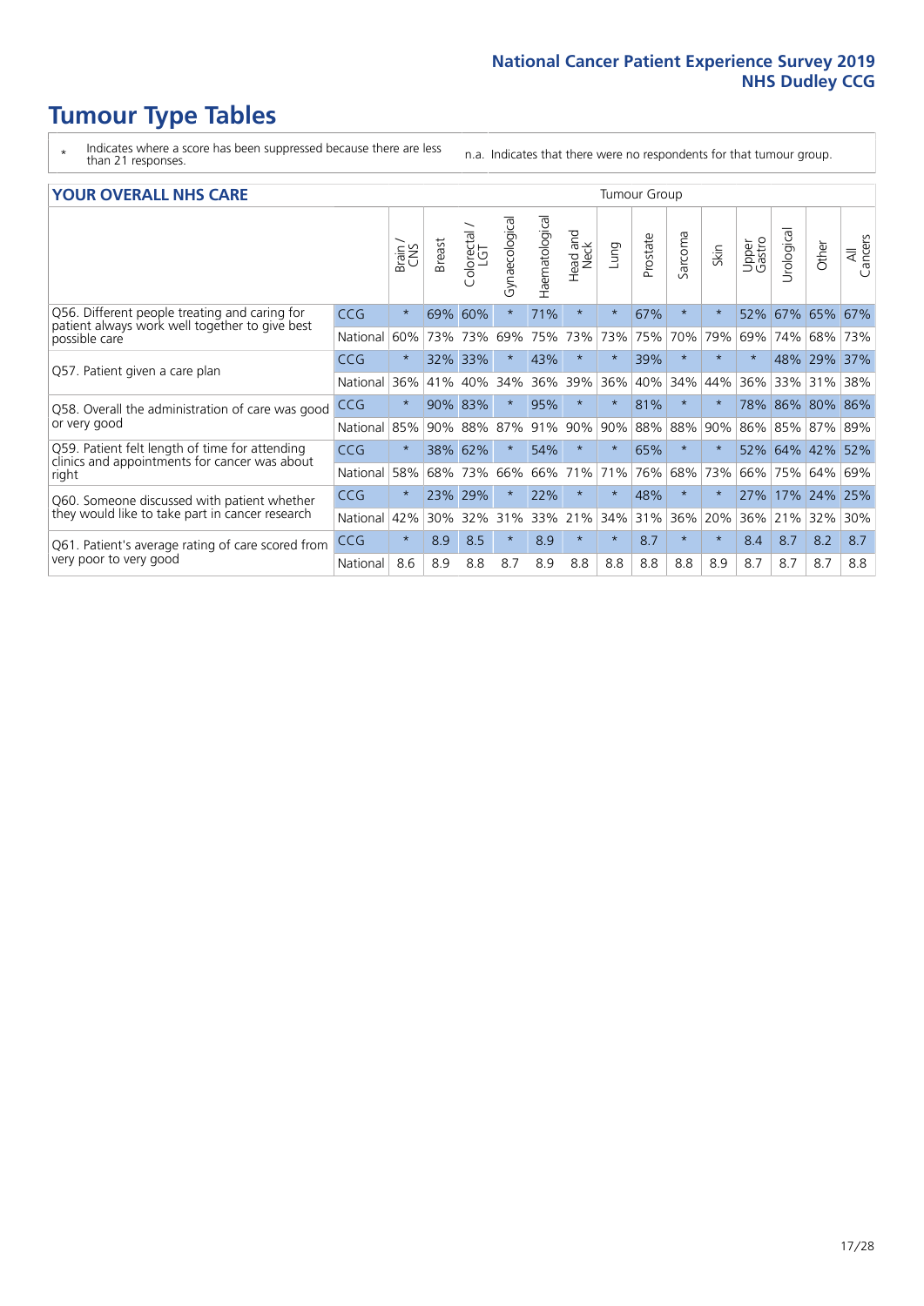# Tumour Type Tables

\* Indicates where a score has been suppressed because there are less than 21 responses.

n.a. Indicates that there were no respondents for that tumour group.

## YOUR OVERALL NHS CARE

| | | Brain / CNS | Breast | Colorectal / LGT | Gynaecological | Haematological | Head and Neck | Lung | Prostate | Sarcoma | Skin | Upper Gastro | Urological | Other | All Cancers |
|---|---|---|---|---|---|---|---|---|---|---|---|---|---|---|---|
| Q56. Different people treating and caring for patient always work well together to give best possible care | CCG | * | 69% | 60% | * | 71% | * | * | 67% | * | * | 52% | 67% | 65% | 67% |
| | National | 60% | 73% | 73% | 69% | 75% | 73% | 73% | 75% | 70% | 79% | 69% | 74% | 68% | 73% |
| Q57. Patient given a care plan | CCG | * | 32% | 33% | * | 43% | * | * | 39% | * | * | * | 48% | 29% | 37% |
| | National | 36% | 41% | 40% | 34% | 36% | 39% | 36% | 40% | 34% | 44% | 36% | 33% | 31% | 38% |
| Q58. Overall the administration of care was good or very good | CCG | * | 90% | 83% | * | 95% | * | * | 81% | * | * | 78% | 86% | 80% | 86% |
| | National | 85% | 90% | 88% | 87% | 91% | 90% | 90% | 88% | 88% | 90% | 86% | 85% | 87% | 89% |
| Q59. Patient felt length of time for attending clinics and appointments for cancer was about right | CCG | * | 38% | 62% | * | 54% | * | * | 65% | * | * | 52% | 64% | 42% | 52% |
| | National | 58% | 68% | 73% | 66% | 66% | 71% | 71% | 76% | 68% | 73% | 66% | 75% | 64% | 69% |
| Q60. Someone discussed with patient whether they would like to take part in cancer research | CCG | * | 23% | 29% | * | 22% | * | * | 48% | * | * | 27% | 17% | 24% | 25% |
| | National | 42% | 30% | 32% | 31% | 33% | 21% | 34% | 31% | 36% | 20% | 36% | 21% | 32% | 30% |
| Q61. Patient's average rating of care scored from very poor to very good | CCG | * | 8.9 | 8.5 | * | 8.9 | * | * | 8.7 | * | * | 8.4 | 8.7 | 8.2 | 8.7 |
| | National | 8.6 | 8.9 | 8.8 | 8.7 | 8.9 | 8.8 | 8.8 | 8.8 | 8.8 | 8.9 | 8.7 | 8.7 | 8.7 | 8.8 |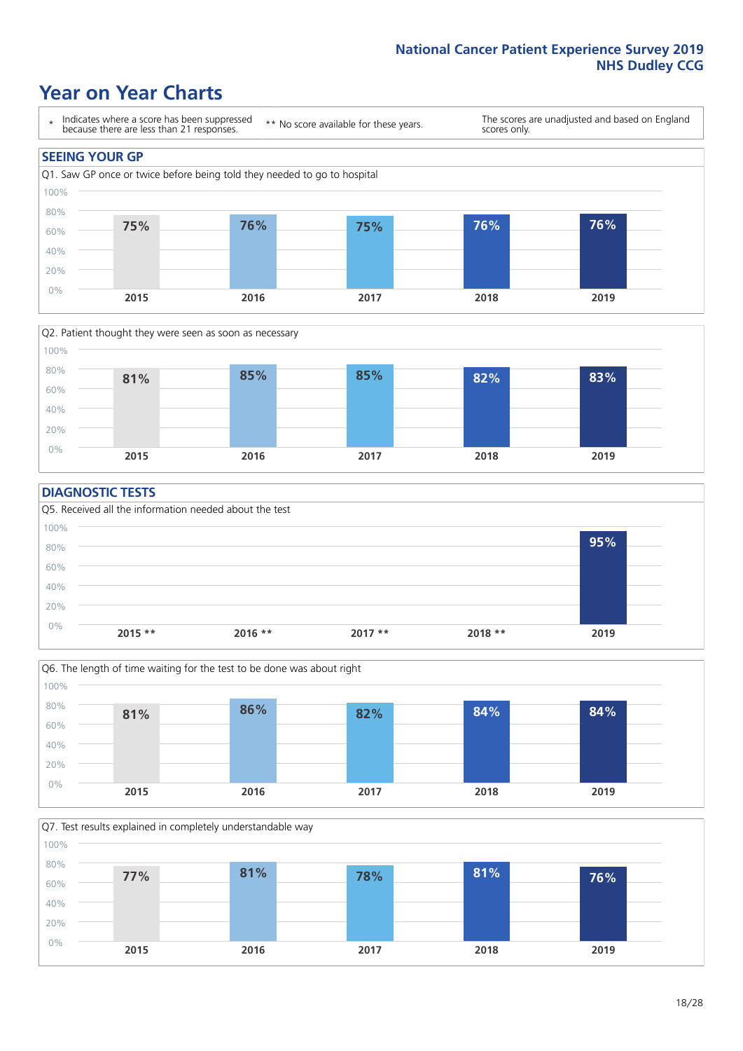# Year on Year Charts

| * Indicates where a score has been suppressed because there are less than 21 responses. | ** No score available for these years. | The scores are unadjusted and based on England scores only. |
|---|---|---|

## SEEING YOUR GP

Q1. Saw GP once or twice before being told they needed to go to hospital

| 2015 | 2016 | 2017 | 2018 | 2019 |
|---|---|---|---|---|
| 75% | 76% | 75% | 76% | 76% |

Q2. Patient thought they were seen as soon as necessary

| 2015 | 2016 | 2017 | 2018 | 2019 |
|---|---|---|---|---|
| 81% | 85% | 85% | 82% | 83% |

## DIAGNOSTIC TESTS

Q5. Received all the information needed about the test

| 2015 ** | 2016 ** | 2017 ** | 2018 ** | 2019 |
|---|---|---|---|---|
| | | | | 95% |

Q6. The length of time waiting for the test to be done was about right

| 2015 | 2016 | 2017 | 2018 | 2019 |
|---|---|---|---|---|
| 81% | 86% | 82% | 84% | 84% |

Q7. Test results explained in completely understandable way

| 2015 | 2016 | 2017 | 2018 | 2019 |
|---|---|---|---|---|
| 77% | 81% | 78% | 81% | 76% |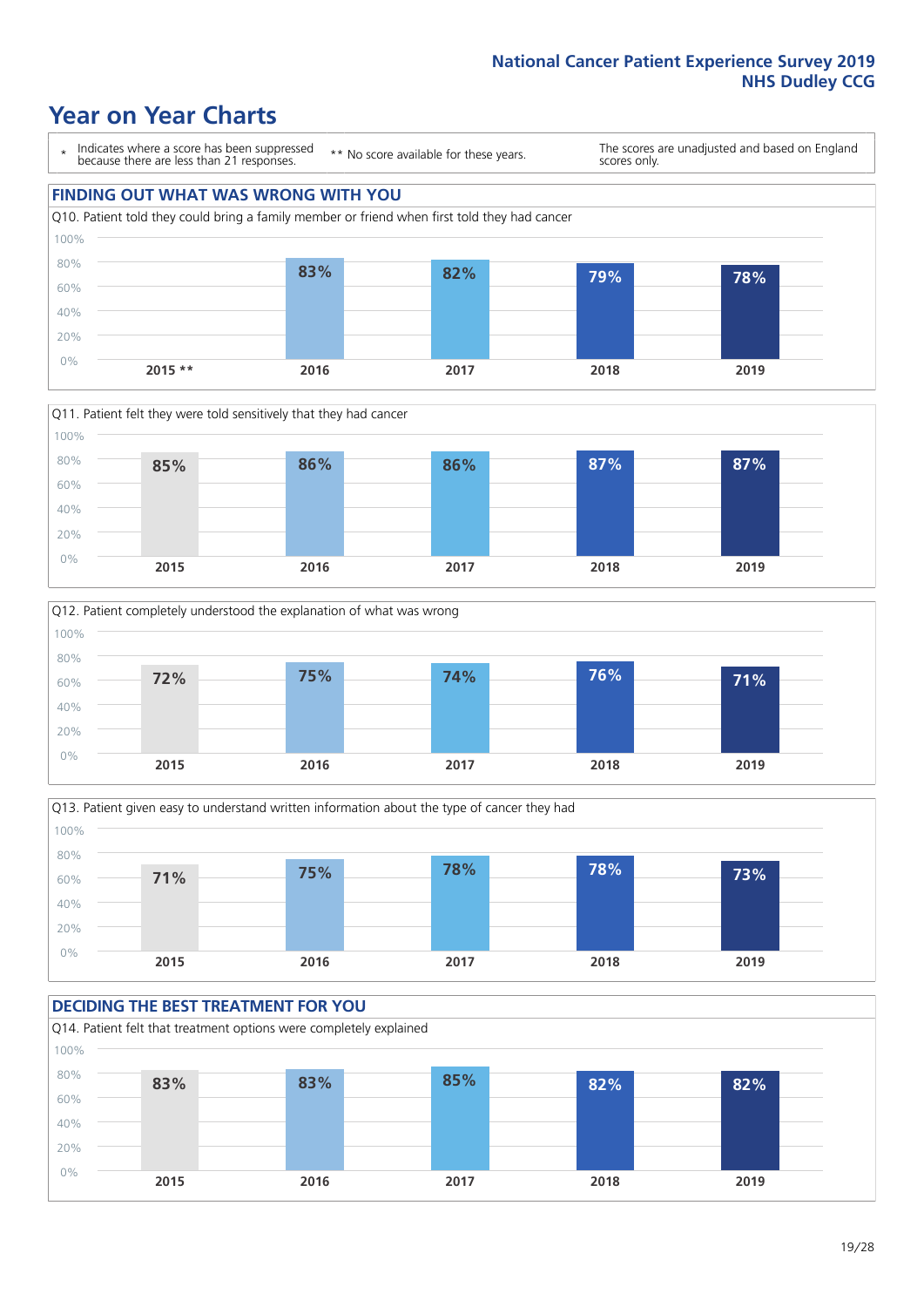# Year on Year Charts

| * Indicates where a score has been suppressed because there are less than 21 responses. | ** No score available for these years. | The scores are unadjusted and based on England scores only. |
|---|---|---|

## FINDING OUT WHAT WAS WRONG WITH YOU

Q10. Patient told they could bring a family member or friend when first told they had cancer

| 2015 ** | 2016 | 2017 | 2018 | 2019 |
|---|---|---|---|---|
| | 83% | 82% | 79% | 78% |

Q11. Patient felt they were told sensitively that they had cancer

| 2015 | 2016 | 2017 | 2018 | 2019 |
|---|---|---|---|---|
| 85% | 86% | 86% | 87% | 87% |

Q12. Patient completely understood the explanation of what was wrong

| 2015 | 2016 | 2017 | 2018 | 2019 |
|---|---|---|---|---|
| 72% | 75% | 74% | 76% | 71% |

Q13. Patient given easy to understand written information about the type of cancer they had

| 2015 | 2016 | 2017 | 2018 | 2019 |
|---|---|---|---|---|
| 71% | 75% | 78% | 78% | 73% |

## DECIDING THE BEST TREATMENT FOR YOU

Q14. Patient felt that treatment options were completely explained

| 2015 | 2016 | 2017 | 2018 | 2019 |
|---|---|---|---|---|
| 83% | 83% | 85% | 82% | 82% |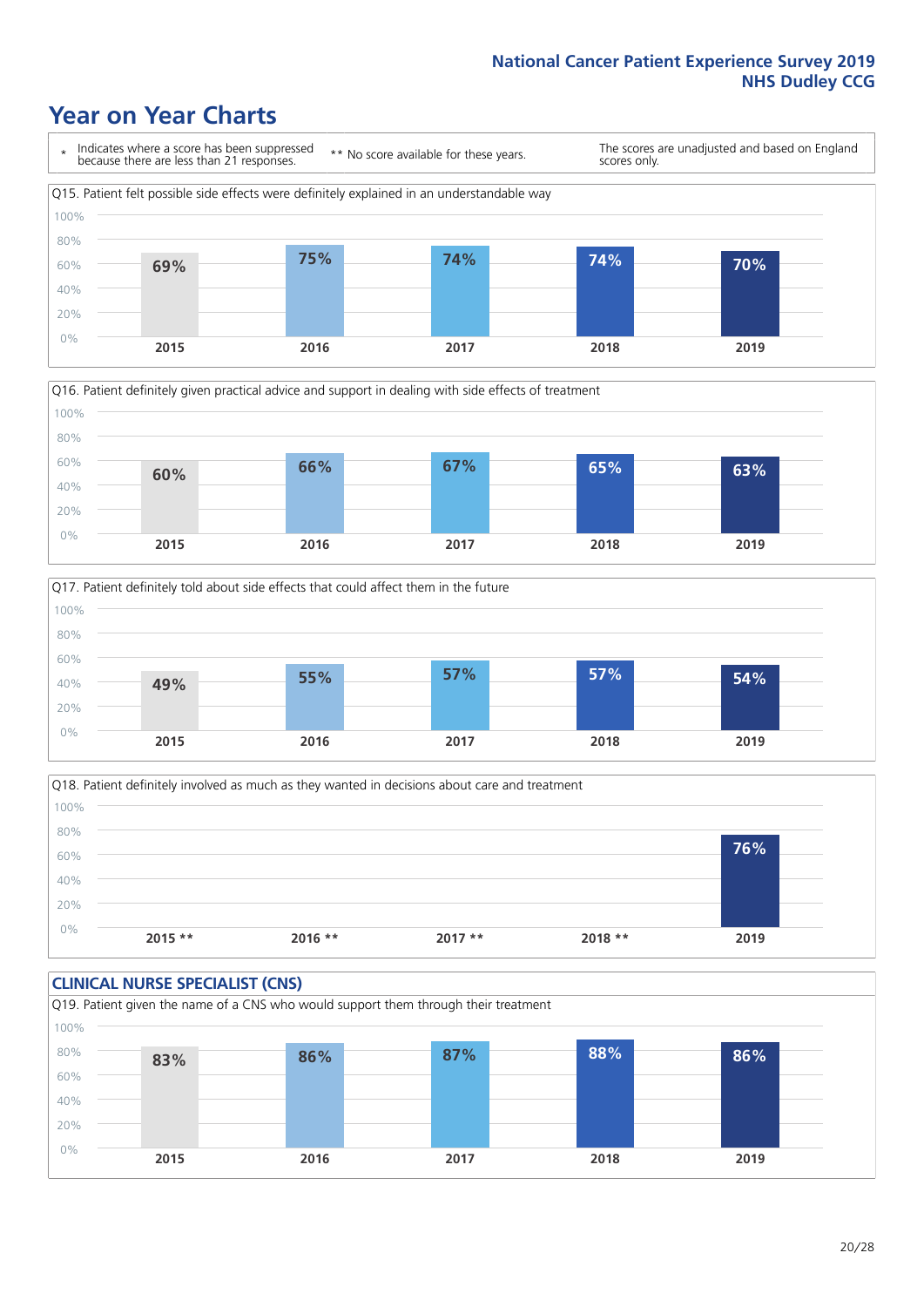# Year on Year Charts

\* Indicates where a score has been suppressed because there are less than 21 responses.

\*\* No score available for these years.

The scores are unadjusted and based on England scores only.

Q15. Patient felt possible side effects were definitely explained in an understandable way

| 2015 | 2016 | 2017 | 2018 | 2019 |
|---|---|---|---|---|
| 69% | 75% | 74% | 74% | 70% |

Q16. Patient definitely given practical advice and support in dealing with side effects of treatment

| 2015 | 2016 | 2017 | 2018 | 2019 |
|---|---|---|---|---|
| 60% | 66% | 67% | 65% | 63% |

Q17. Patient definitely told about side effects that could affect them in the future

| 2015 | 2016 | 2017 | 2018 | 2019 |
|---|---|---|---|---|
| 49% | 55% | 57% | 57% | 54% |

Q18. Patient definitely involved as much as they wanted in decisions about care and treatment

| 2015 ** | 2016 ** | 2017 ** | 2018 ** | 2019 |
|---|---|---|---|---|
| | | | | 76% |

## CLINICAL NURSE SPECIALIST (CNS)

Q19. Patient given the name of a CNS who would support them through their treatment

| 2015 | 2016 | 2017 | 2018 | 2019 |
|---|---|---|---|---|
| 83% | 86% | 87% | 88% | 86% |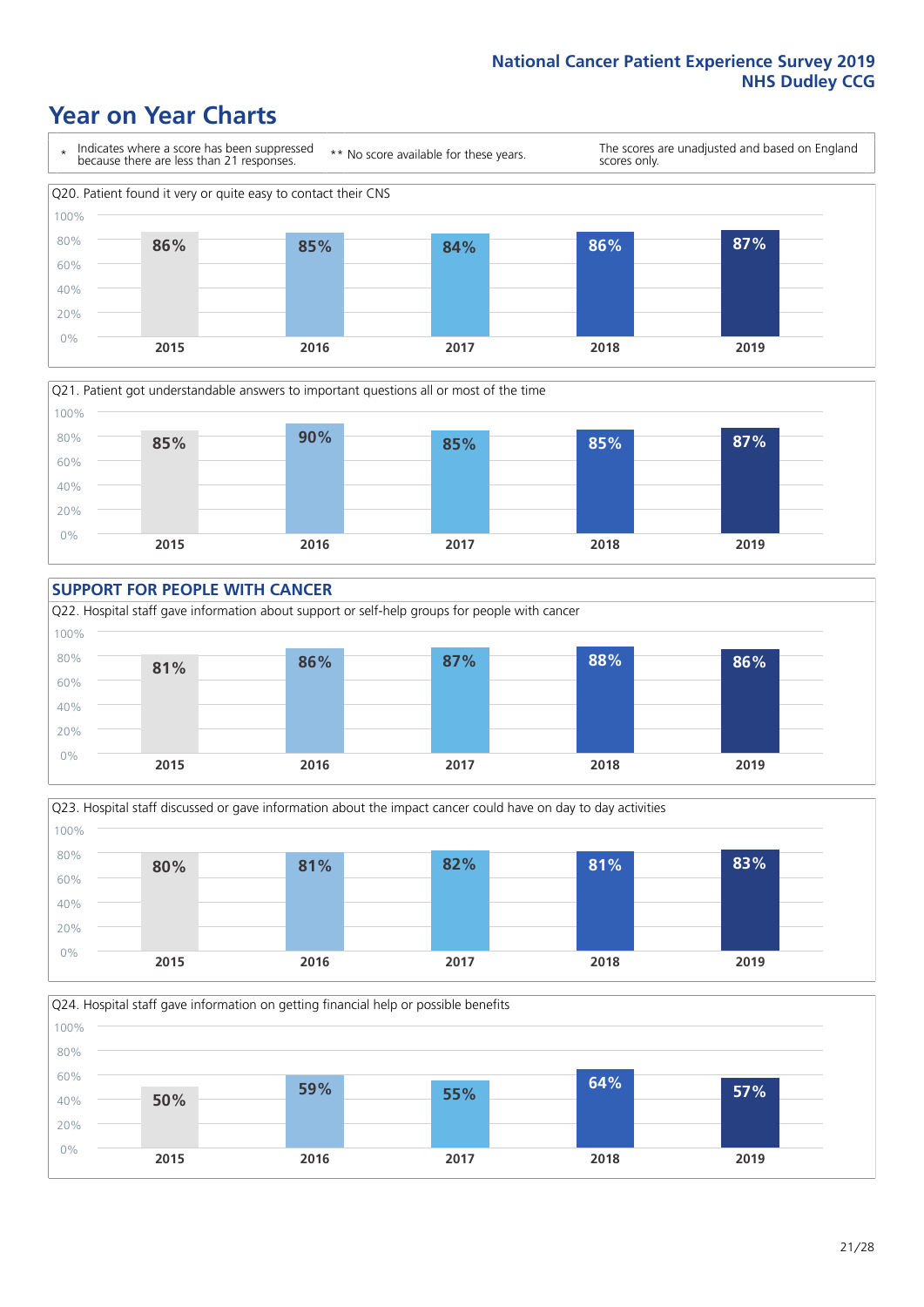# Year on Year Charts

\* Indicates where a score has been suppressed because there are less than 21 responses.

** No score available for these years.

The scores are unadjusted and based on England scores only.

Q20. Patient found it very or quite easy to contact their CNS

| 2015 | 2016 | 2017 | 2018 | 2019 |
|---|---|---|---|---|
| 86% | 85% | 84% | 86% | 87% |

Q21. Patient got understandable answers to important questions all or most of the time

| 2015 | 2016 | 2017 | 2018 | 2019 |
|---|---|---|---|---|
| 85% | 90% | 85% | 85% | 87% |

## SUPPORT FOR PEOPLE WITH CANCER

Q22. Hospital staff gave information about support or self-help groups for people with cancer

| 2015 | 2016 | 2017 | 2018 | 2019 |
|---|---|---|---|---|
| 81% | 86% | 87% | 88% | 86% |

Q23. Hospital staff discussed or gave information about the impact cancer could have on day to day activities

| 2015 | 2016 | 2017 | 2018 | 2019 |
|---|---|---|---|---|
| 80% | 81% | 82% | 81% | 83% |

Q24. Hospital staff gave information on getting financial help or possible benefits

| 2015 | 2016 | 2017 | 2018 | 2019 |
|---|---|---|---|---|
| 50% | 59% | 55% | 64% | 57% |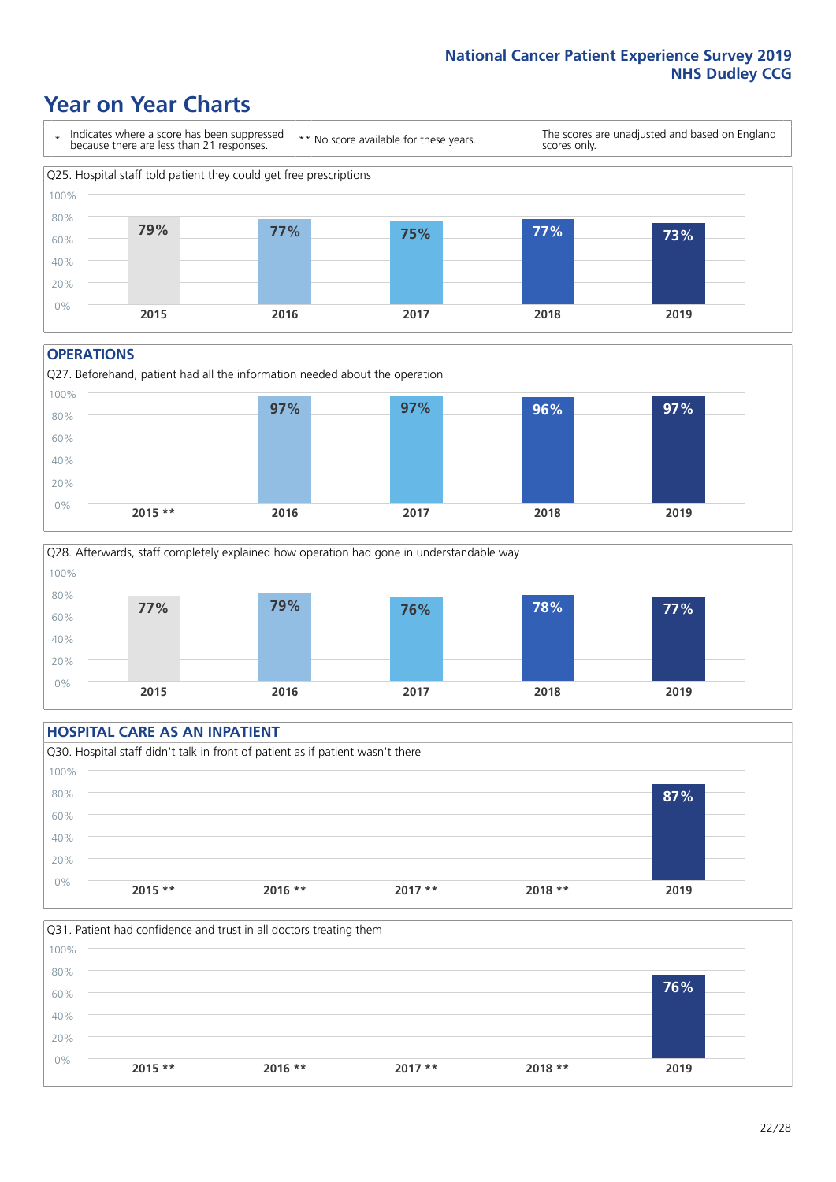# Year on Year Charts

| * Indicates where a score has been suppressed because there are less than 21 responses. | ** No score available for these years. | The scores are unadjusted and based on England scores only. |
|---|---|---|

Q25. Hospital staff told patient they could get free prescriptions

| 2015 | 2016 | 2017 | 2018 | 2019 |
|---|---|---|---|---|
| 79% | 77% | 75% | 77% | 73% |

## OPERATIONS

Q27. Beforehand, patient had all the information needed about the operation

| 2015 ** | 2016 | 2017 | 2018 | 2019 |
|---|---|---|---|---|
| | 97% | 97% | 96% | 97% |

Q28. Afterwards, staff completely explained how operation had gone in understandable way

| 2015 | 2016 | 2017 | 2018 | 2019 |
|---|---|---|---|---|
| 77% | 79% | 76% | 78% | 77% |

## HOSPITAL CARE AS AN INPATIENT

Q30. Hospital staff didn't talk in front of patient as if patient wasn't there

| 2015 ** | 2016 ** | 2017 ** | 2018 ** | 2019 |
|---|---|---|---|---|
| | | | | 87% |

Q31. Patient had confidence and trust in all doctors treating them

| 2015 ** | 2016 ** | 2017 ** | 2018 ** | 2019 |
|---|---|---|---|---|
| | | | | 76% |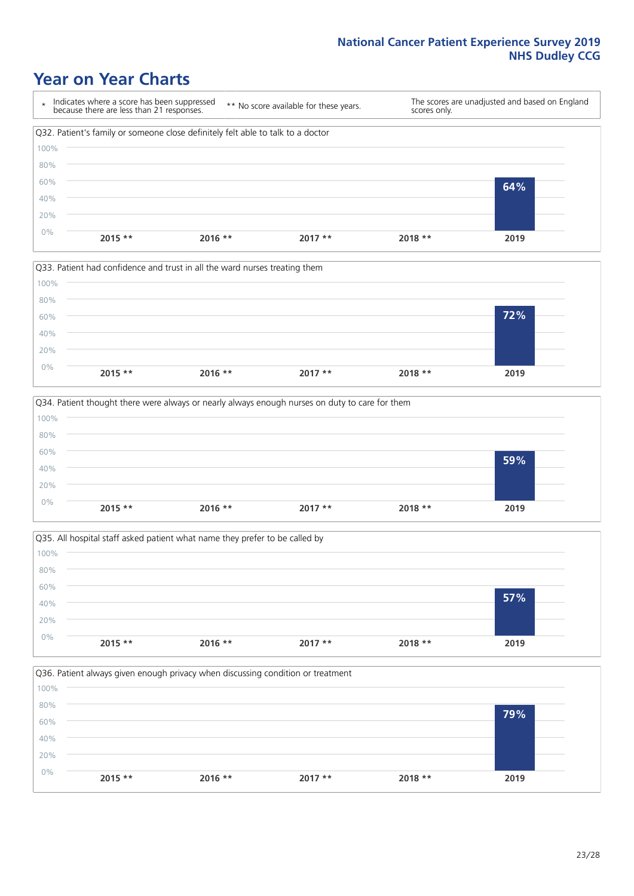# Year on Year Charts

\* Indicates where a score has been suppressed because there are less than 21 responses.

\*\* No score available for these years.

The scores are unadjusted and based on England scores only.

Q32. Patient's family or someone close definitely felt able to talk to a doctor

| 2015 ** | 2016 ** | 2017 ** | 2018 ** | 2019 |
|---|---|---|---|---|
| | | | | 64% |

Q33. Patient had confidence and trust in all the ward nurses treating them

| 2015 ** | 2016 ** | 2017 ** | 2018 ** | 2019 |
|---|---|---|---|---|
| | | | | 72% |

Q34. Patient thought there were always or nearly always enough nurses on duty to care for them

| 2015 ** | 2016 ** | 2017 ** | 2018 ** | 2019 |
|---|---|---|---|---|
| | | | | 59% |

Q35. All hospital staff asked patient what name they prefer to be called by

| 2015 ** | 2016 ** | 2017 ** | 2018 ** | 2019 |
|---|---|---|---|---|
| | | | | 57% |

Q36. Patient always given enough privacy when discussing condition or treatment

| 2015 ** | 2016 ** | 2017 ** | 2018 ** | 2019 |
|---|---|---|---|---|
| | | | | 79% |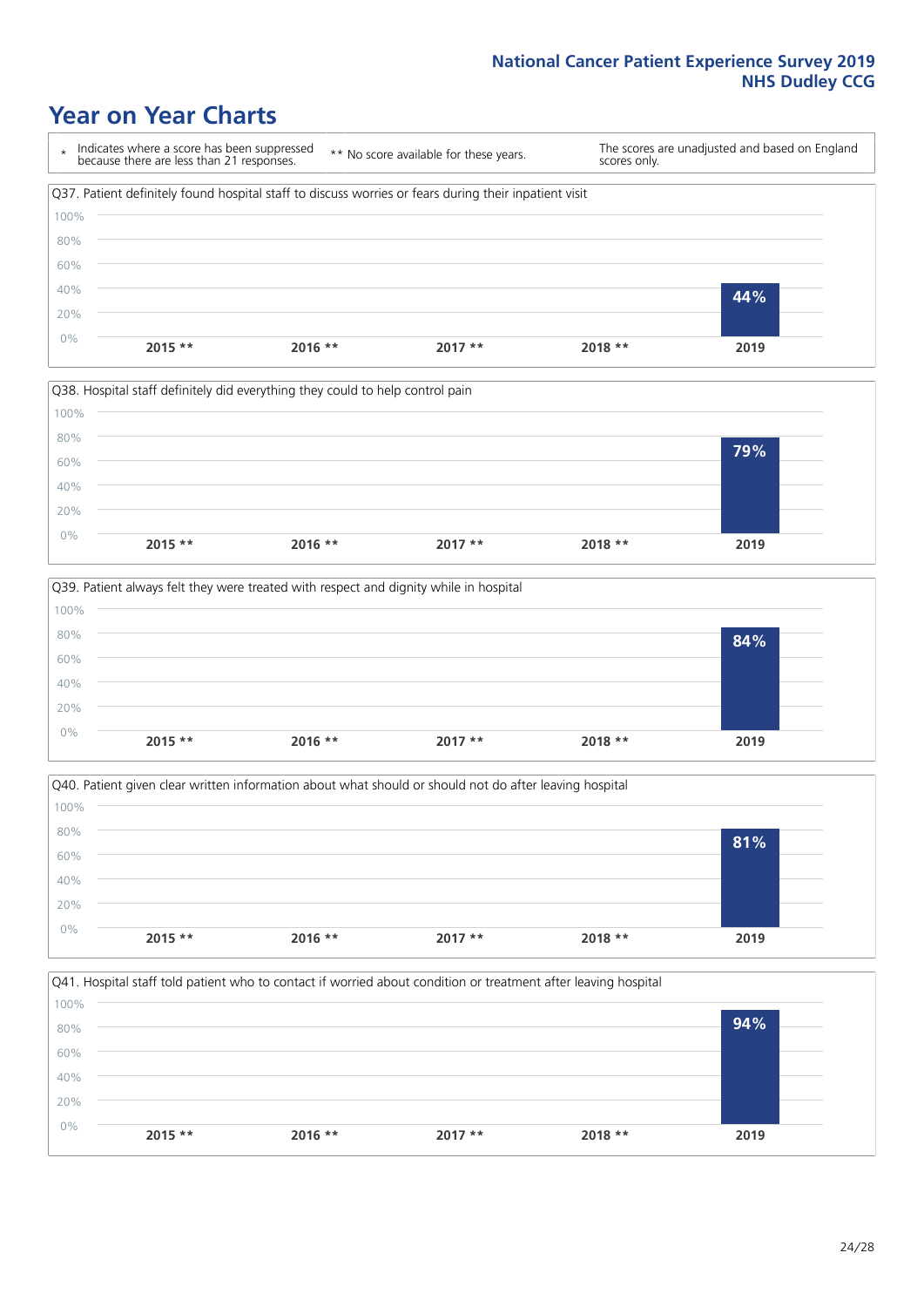# Year on Year Charts

\* Indicates where a score has been suppressed because there are less than 21 responses.

** No score available for these years.

The scores are unadjusted and based on England scores only.

Q37. Patient definitely found hospital staff to discuss worries or fears during their inpatient visit

| 2015 ** | 2016 ** | 2017 ** | 2018 ** | 2019 |
|---|---|---|---|---|
| | | | | 44% |

Q38. Hospital staff definitely did everything they could to help control pain

| 2015 ** | 2016 ** | 2017 ** | 2018 ** | 2019 |
|---|---|---|---|---|
| | | | | 79% |

Q39. Patient always felt they were treated with respect and dignity while in hospital

| 2015 ** | 2016 ** | 2017 ** | 2018 ** | 2019 |
|---|---|---|---|---|
| | | | | 84% |

Q40. Patient given clear written information about what should or should not do after leaving hospital

| 2015 ** | 2016 ** | 2017 ** | 2018 ** | 2019 |
|---|---|---|---|---|
| | | | | 81% |

Q41. Hospital staff told patient who to contact if worried about condition or treatment after leaving hospital

| 2015 ** | 2016 ** | 2017 ** | 2018 ** | 2019 |
|---|---|---|---|---|
| | | | | 94% |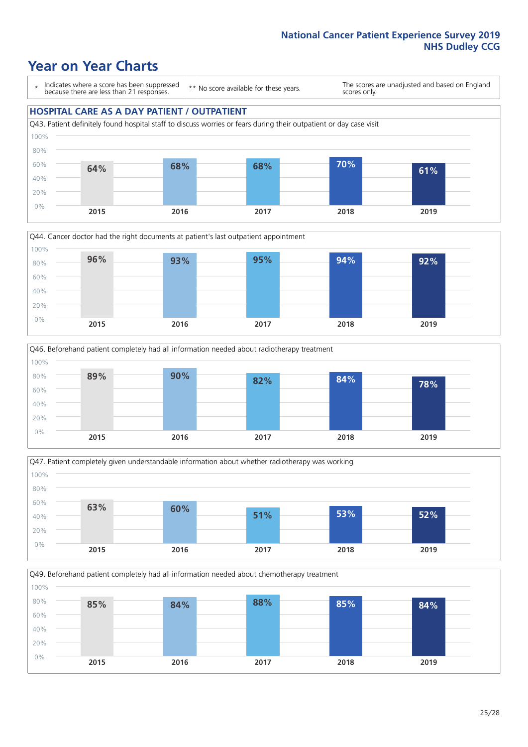# Year on Year Charts

\* Indicates where a score has been suppressed because there are less than 21 responses.

\*\* No score available for these years.

The scores are unadjusted and based on England scores only.

## HOSPITAL CARE AS A DAY PATIENT / OUTPATIENT

Q43. Patient definitely found hospital staff to discuss worries or fears during their outpatient or day case visit

| 2015 | 2016 | 2017 | 2018 | 2019 |
|---|---|---|---|---|
| 64% | 68% | 68% | 70% | 61% |

Q44. Cancer doctor had the right documents at patient's last outpatient appointment

| 2015 | 2016 | 2017 | 2018 | 2019 |
|---|---|---|---|---|
| 96% | 93% | 95% | 94% | 92% |

Q46. Beforehand patient completely had all information needed about radiotherapy treatment

| 2015 | 2016 | 2017 | 2018 | 2019 |
|---|---|---|---|---|
| 89% | 90% | 82% | 84% | 78% |

Q47. Patient completely given understandable information about whether radiotherapy was working

| 2015 | 2016 | 2017 | 2018 | 2019 |
|---|---|---|---|---|
| 63% | 60% | 51% | 53% | 52% |

Q49. Beforehand patient completely had all information needed about chemotherapy treatment

| 2015 | 2016 | 2017 | 2018 | 2019 |
|---|---|---|---|---|
| 85% | 84% | 88% | 85% | 84% |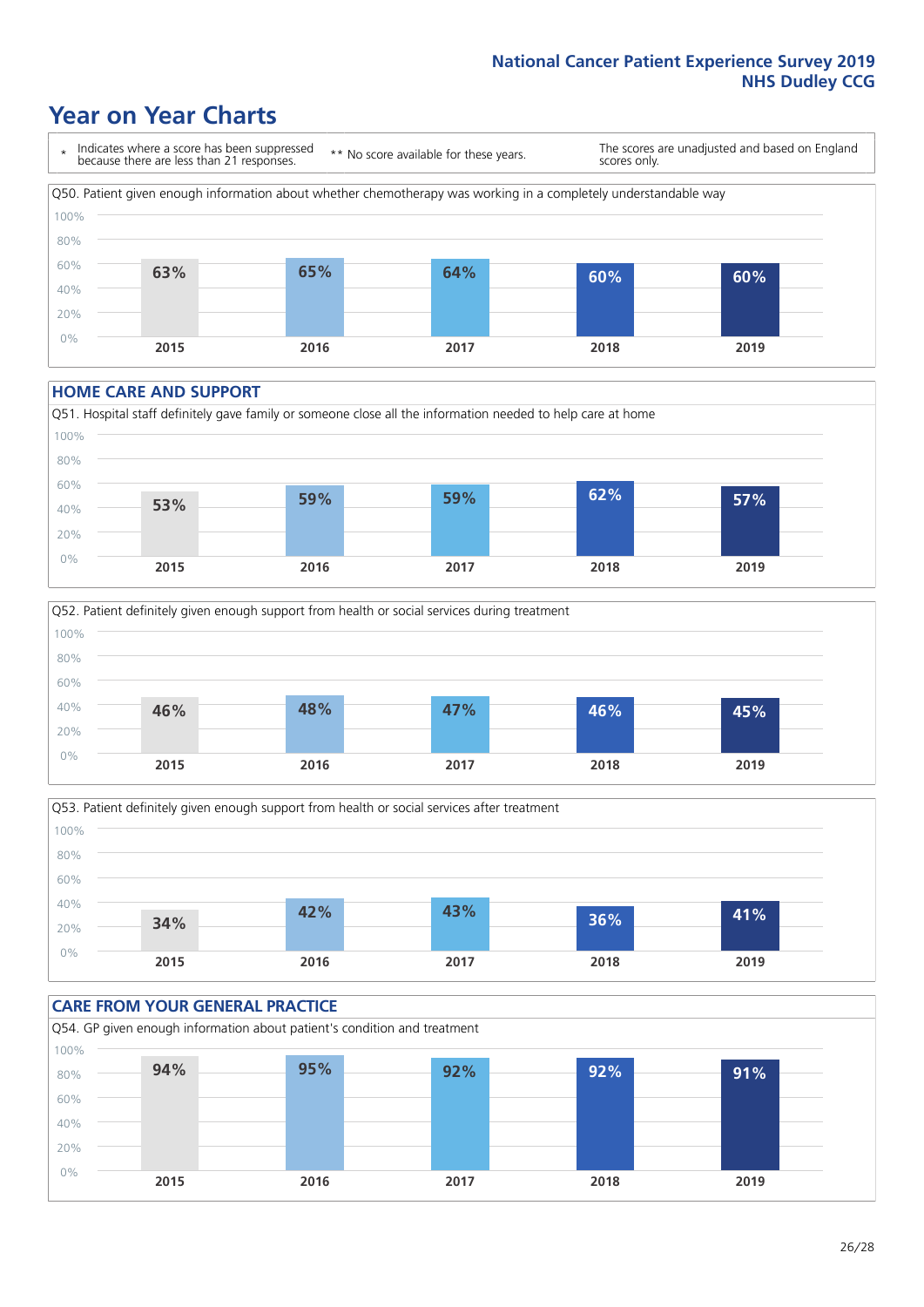# Year on Year Charts

\* Indicates where a score has been suppressed because there are less than 21 responses.

\*\* No score available for these years.

The scores are unadjusted and based on England scores only.

Q50. Patient given enough information about whether chemotherapy was working in a completely understandable way

| 2015 | 2016 | 2017 | 2018 | 2019 |
|---|---|---|---|---|
| 63% | 65% | 64% | 60% | 60% |

## HOME CARE AND SUPPORT

Q51. Hospital staff definitely gave family or someone close all the information needed to help care at home

| 2015 | 2016 | 2017 | 2018 | 2019 |
|---|---|---|---|---|
| 53% | 59% | 59% | 62% | 57% |

Q52. Patient definitely given enough support from health or social services during treatment

| 2015 | 2016 | 2017 | 2018 | 2019 |
|---|---|---|---|---|
| 46% | 48% | 47% | 46% | 45% |

Q53. Patient definitely given enough support from health or social services after treatment

| 2015 | 2016 | 2017 | 2018 | 2019 |
|---|---|---|---|---|
| 34% | 42% | 43% | 36% | 41% |

## CARE FROM YOUR GENERAL PRACTICE

Q54. GP given enough information about patient's condition and treatment

| 2015 | 2016 | 2017 | 2018 | 2019 |
|---|---|---|---|---|
| 94% | 95% | 92% | 92% | 91% |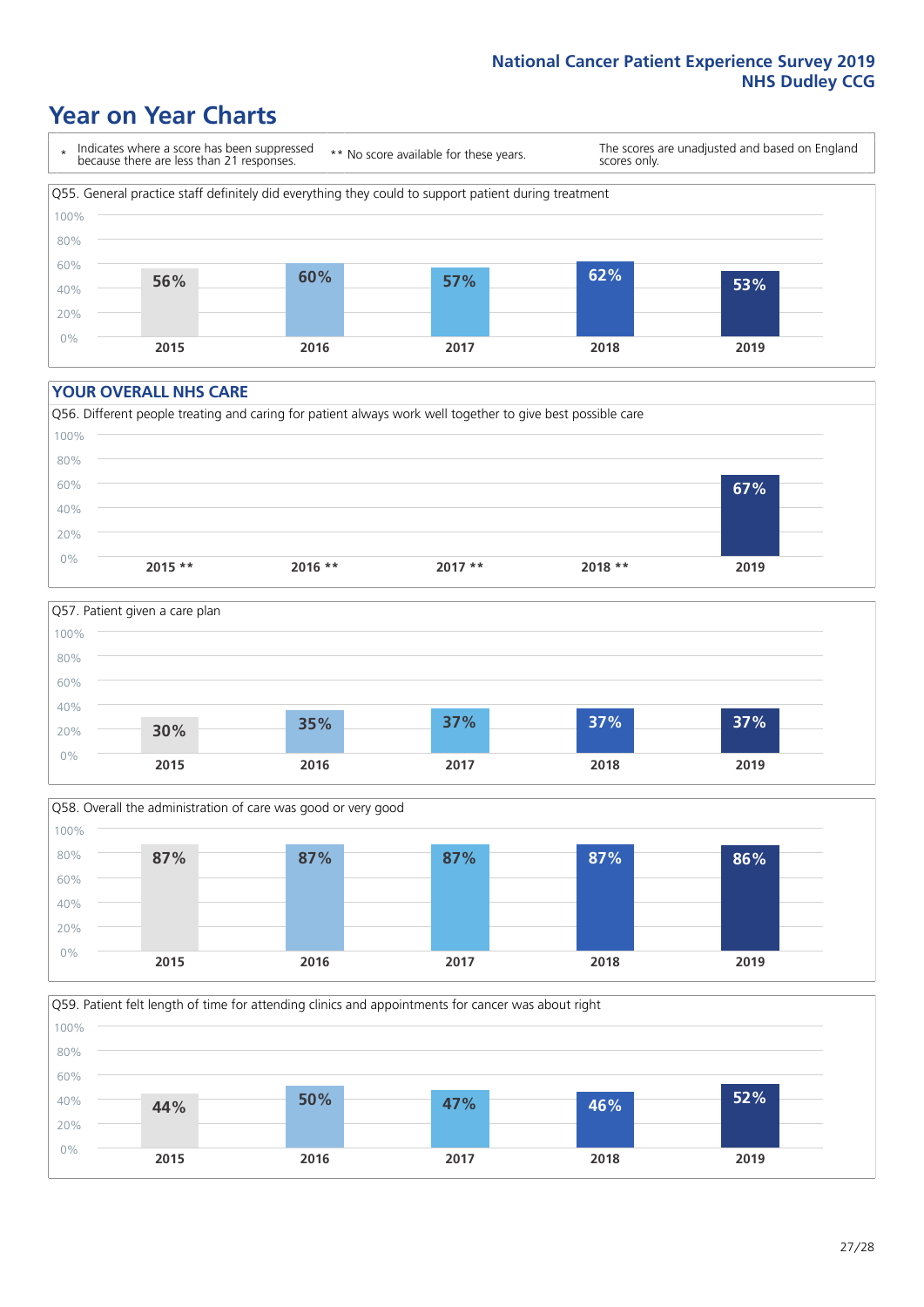# Year on Year Charts

| * Indicates where a score has been suppressed because there are less than 21 responses. | ** No score available for these years. | The scores are unadjusted and based on England scores only. |
|---|---|---|

Q55. General practice staff definitely did everything they could to support patient during treatment

| 2015 | 2016 | 2017 | 2018 | 2019 |
|---|---|---|---|---|
| 56% | 60% | 57% | 62% | 53% |

## YOUR OVERALL NHS CARE

Q56. Different people treating and caring for patient always work well together to give best possible care

| 2015 ** | 2016 ** | 2017 ** | 2018 ** | 2019 |
|---|---|---|---|---|
| | | | | 67% |

Q57. Patient given a care plan

| 2015 | 2016 | 2017 | 2018 | 2019 |
|---|---|---|---|---|
| 30% | 35% | 37% | 37% | 37% |

Q58. Overall the administration of care was good or very good

| 2015 | 2016 | 2017 | 2018 | 2019 |
|---|---|---|---|---|
| 87% | 87% | 87% | 87% | 86% |

Q59. Patient felt length of time for attending clinics and appointments for cancer was about right

| 2015 | 2016 | 2017 | 2018 | 2019 |
|---|---|---|---|---|
| 44% | 50% | 47% | 46% | 52% |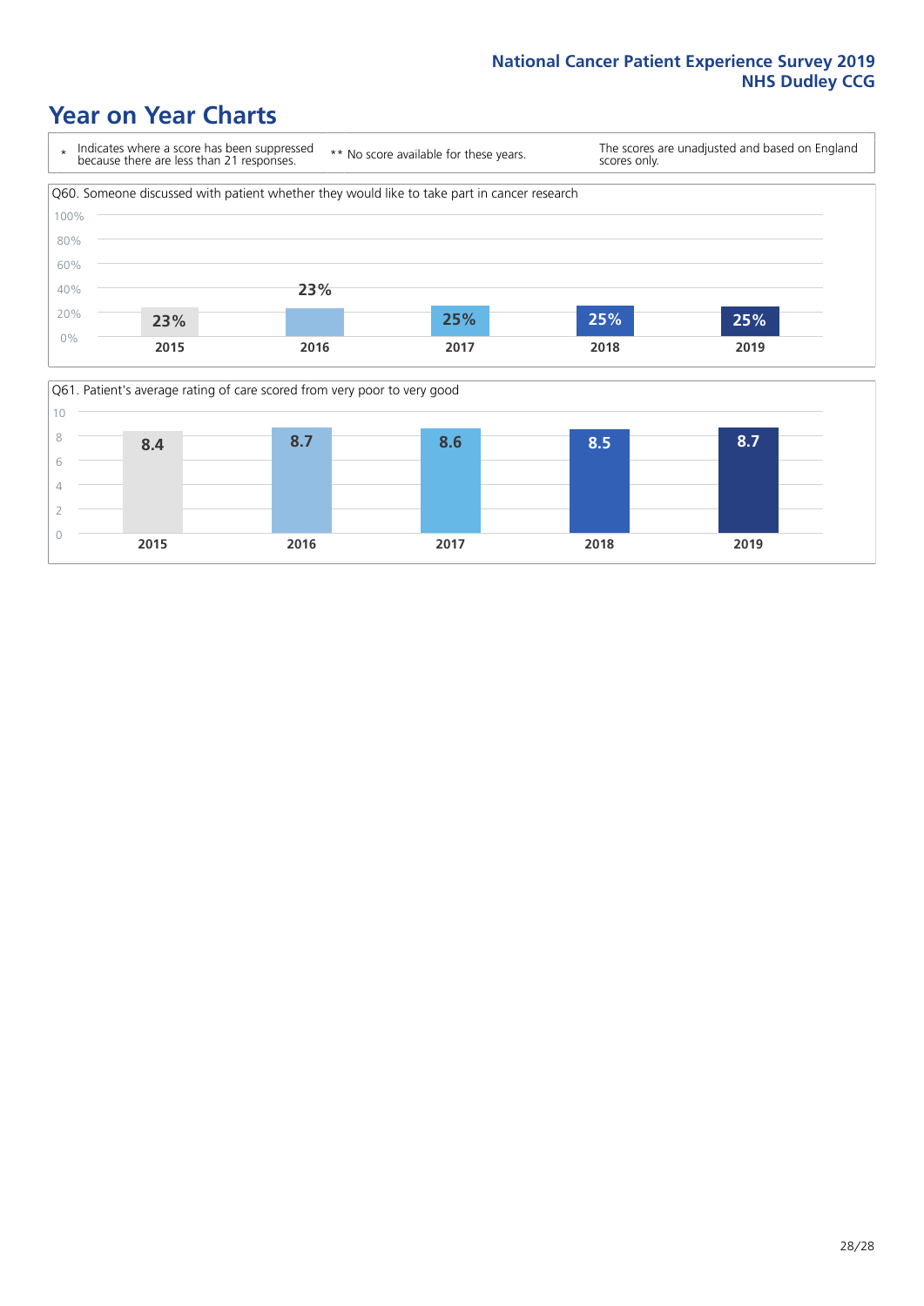# Year on Year Charts

\* Indicates where a score has been suppressed because there are less than 21 responses.

** No score available for these years.

The scores are unadjusted and based on England scores only.

Q60. Someone discussed with patient whether they would like to take part in cancer research

100%
80%
60%
40%
20%
0%

23% 23% 25% 25% 25%

2015 2016 2017 2018 2019

Q61. Patient's average rating of care scored from very poor to very good

10
8
6
4
2
0

8.4 8.7 8.6 8.5 8.7

2015 2016 2017 2018 2019